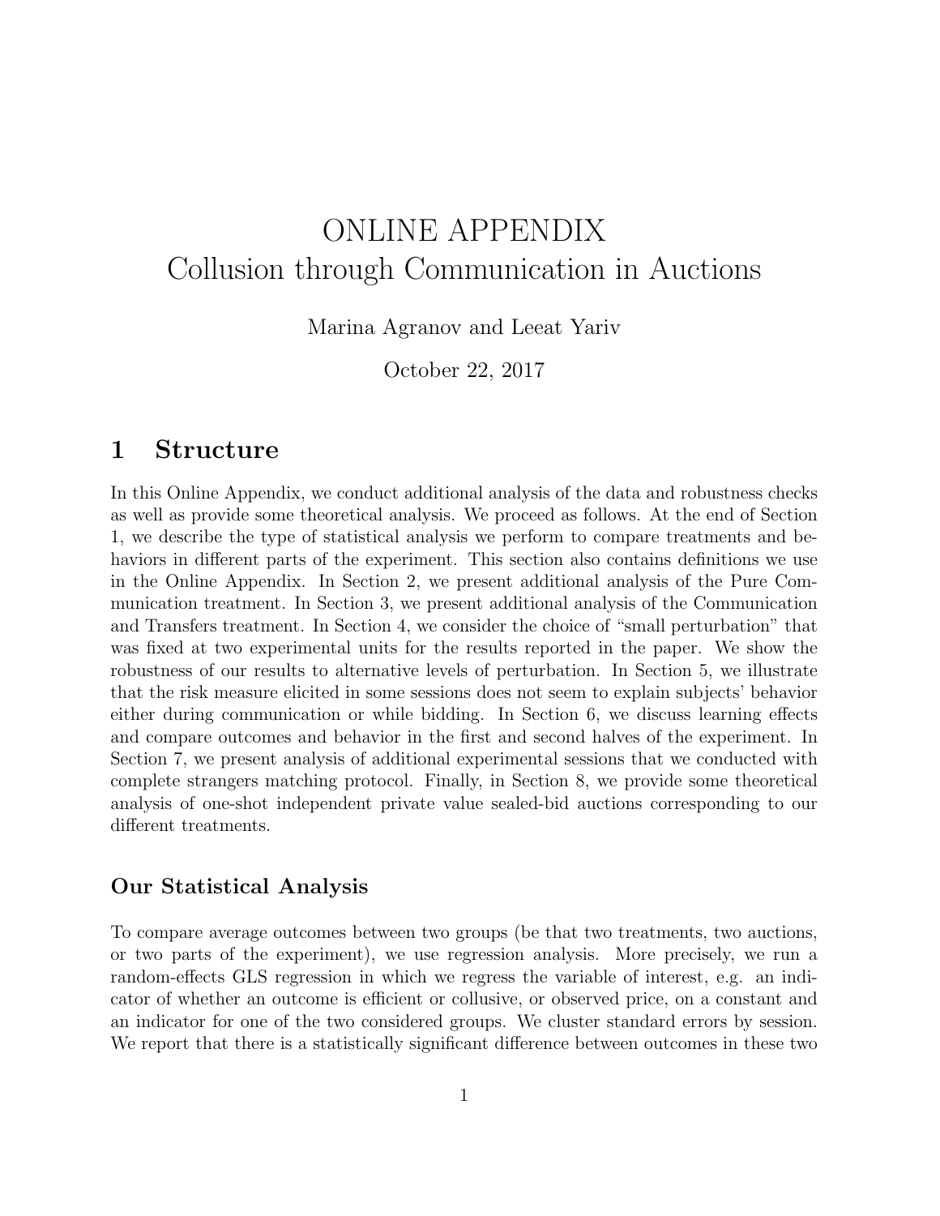# ONLINE APPENDIX
# Collusion through Communication in Auctions

Marina Agranov and Leeat Yariv

October 22, 2017

## 1 Structure

In this Online Appendix, we conduct additional analysis of the data and robustness checks as well as provide some theoretical analysis. We proceed as follows. At the end of Section 1, we describe the type of statistical analysis we perform to compare treatments and behaviors in different parts of the experiment. This section also contains definitions we use in the Online Appendix. In Section 2, we present additional analysis of the Pure Communication treatment. In Section 3, we present additional analysis of the Communication and Transfers treatment. In Section 4, we consider the choice of "small perturbation" that was fixed at two experimental units for the results reported in the paper. We show the robustness of our results to alternative levels of perturbation. In Section 5, we illustrate that the risk measure elicited in some sessions does not seem to explain subjects' behavior either during communication or while bidding. In Section 6, we discuss learning effects and compare outcomes and behavior in the first and second halves of the experiment. In Section 7, we present analysis of additional experimental sessions that we conducted with complete strangers matching protocol. Finally, in Section 8, we provide some theoretical analysis of one-shot independent private value sealed-bid auctions corresponding to our different treatments.

### Our Statistical Analysis

To compare average outcomes between two groups (be that two treatments, two auctions, or two parts of the experiment), we use regression analysis. More precisely, we run a random-effects GLS regression in which we regress the variable of interest, e.g. an indicator of whether an outcome is efficient or collusive, or observed price, on a constant and an indicator for one of the two considered groups. We cluster standard errors by session. We report that there is a statistically significant difference between outcomes in these two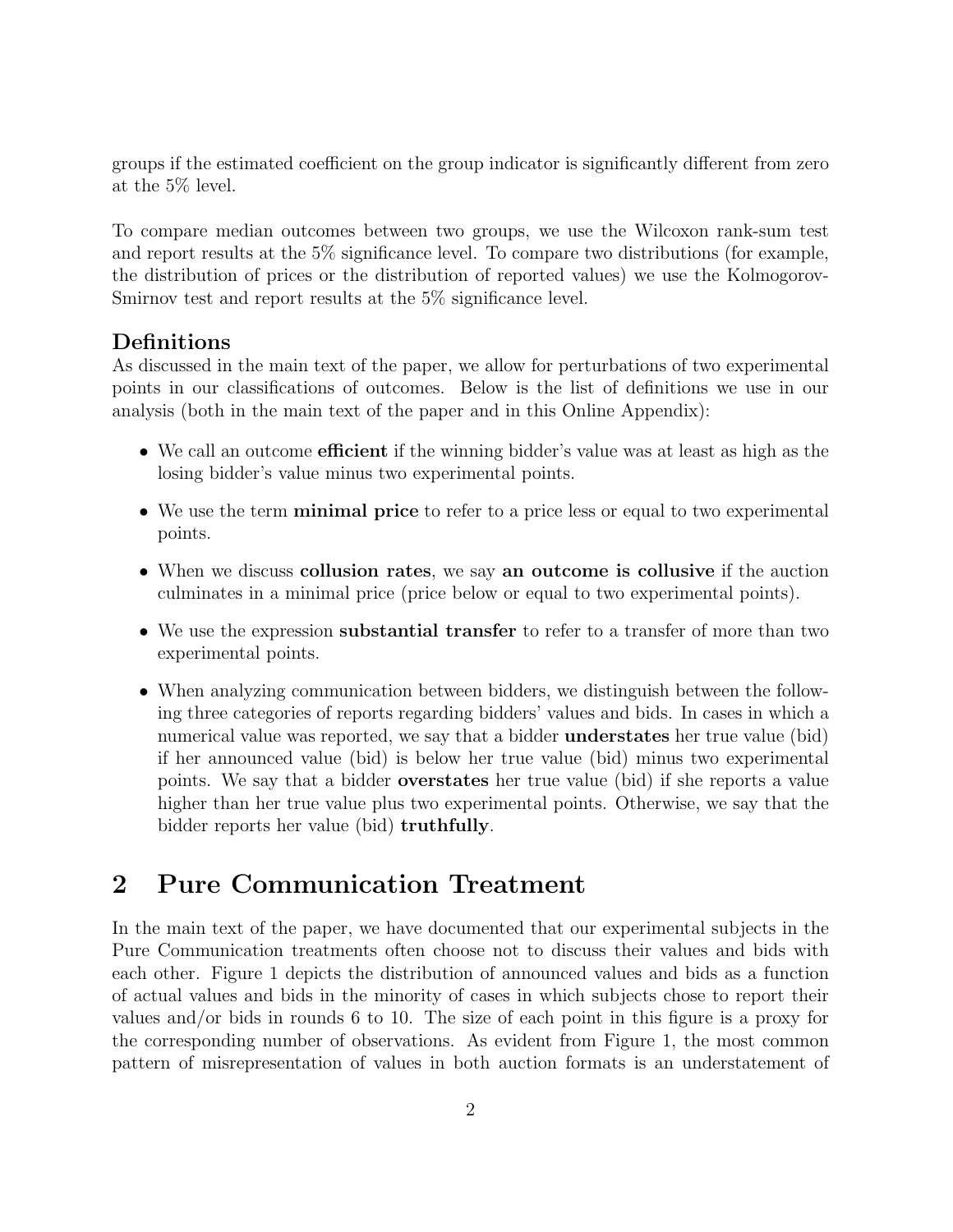groups if the estimated coefficient on the group indicator is significantly different from zero at the 5% level.

To compare median outcomes between two groups, we use the Wilcoxon rank-sum test and report results at the 5% significance level. To compare two distributions (for example, the distribution of prices or the distribution of reported values) we use the Kolmogorov-Smirnov test and report results at the 5% significance level.

### Definitions

As discussed in the main text of the paper, we allow for perturbations of two experimental points in our classifications of outcomes. Below is the list of definitions we use in our analysis (both in the main text of the paper and in this Online Appendix):

- We call an outcome **efficient** if the winning bidder's value was at least as high as the losing bidder's value minus two experimental points.
- We use the term **minimal price** to refer to a price less or equal to two experimental points.
- When we discuss **collusion rates**, we say **an outcome is collusive** if the auction culminates in a minimal price (price below or equal to two experimental points).
- We use the expression **substantial transfer** to refer to a transfer of more than two experimental points.
- When analyzing communication between bidders, we distinguish between the following three categories of reports regarding bidders' values and bids. In cases in which a numerical value was reported, we say that a bidder **understates** her true value (bid) if her announced value (bid) is below her true value (bid) minus two experimental points. We say that a bidder **overstates** her true value (bid) if she reports a value higher than her true value plus two experimental points. Otherwise, we say that the bidder reports her value (bid) **truthfully**.

## 2 Pure Communication Treatment

In the main text of the paper, we have documented that our experimental subjects in the Pure Communication treatments often choose not to discuss their values and bids with each other. Figure 1 depicts the distribution of announced values and bids as a function of actual values and bids in the minority of cases in which subjects chose to report their values and/or bids in rounds 6 to 10. The size of each point in this figure is a proxy for the corresponding number of observations. As evident from Figure 1, the most common pattern of misrepresentation of values in both auction formats is an understatement of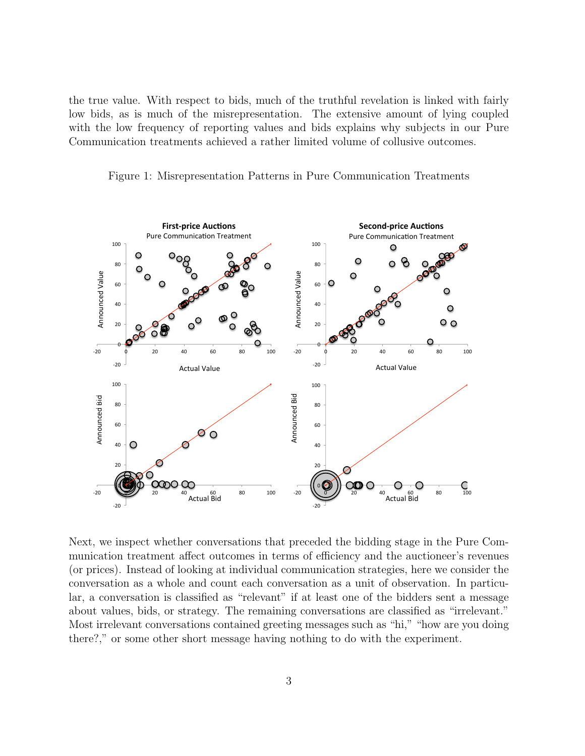the true value. With respect to bids, much of the truthful revelation is linked with fairly low bids, as is much of the misrepresentation. The extensive amount of lying coupled with the low frequency of reporting values and bids explains why subjects in our Pure Communication treatments achieved a rather limited volume of collusive outcomes.

Figure 1: Misrepresentation Patterns in Pure Communication Treatments

Next, we inspect whether conversations that preceded the bidding stage in the Pure Communication treatment affect outcomes in terms of efficiency and the auctioneer's revenues (or prices). Instead of looking at individual communication strategies, here we consider the conversation as a whole and count each conversation as a unit of observation. In particular, a conversation is classified as "relevant" if at least one of the bidders sent a message about values, bids, or strategy. The remaining conversations are classified as "irrelevant." Most irrelevant conversations contained greeting messages such as "hi," "how are you doing there?," or some other short message having nothing to do with the experiment.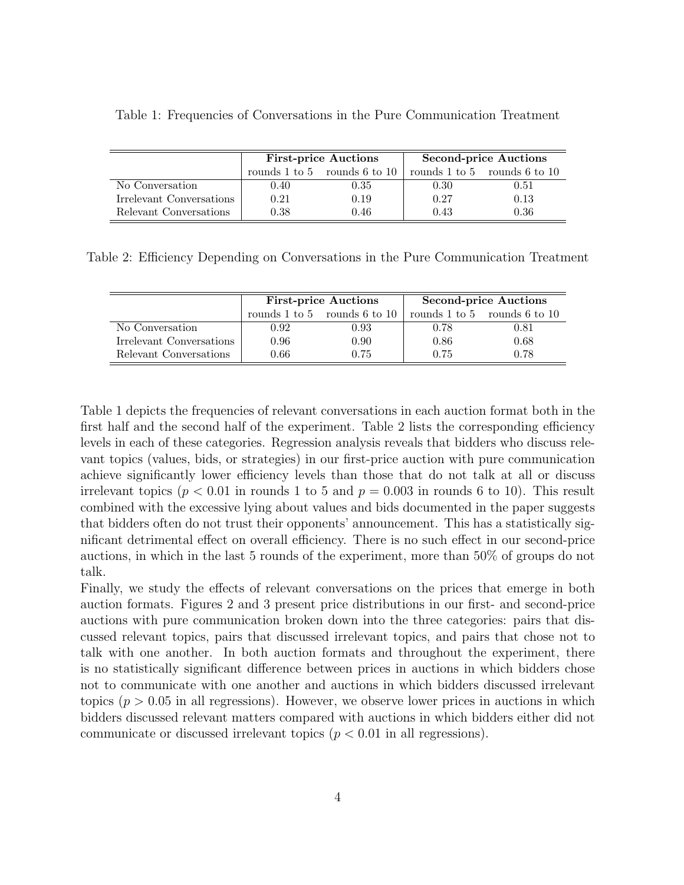Table 1: Frequencies of Conversations in the Pure Communication Treatment

| | **First-price Auctions** | | **Second-price Auctions** | |
|---|---|---|---|---|
| | rounds 1 to 5 | rounds 6 to 10 | rounds 1 to 5 | rounds 6 to 10 |
| No Conversation | 0.40 | 0.35 | 0.30 | 0.51 |
| Irrelevant Conversations | 0.21 | 0.19 | 0.27 | 0.13 |
| Relevant Conversations | 0.38 | 0.46 | 0.43 | 0.36 |

Table 2: Efficiency Depending on Conversations in the Pure Communication Treatment

| | **First-price Auctions** | | **Second-price Auctions** | |
|---|---|---|---|---|
| | rounds 1 to 5 | rounds 6 to 10 | rounds 1 to 5 | rounds 6 to 10 |
| No Conversation | 0.92 | 0.93 | 0.78 | 0.81 |
| Irrelevant Conversations | 0.96 | 0.90 | 0.86 | 0.68 |
| Relevant Conversations | 0.66 | 0.75 | 0.75 | 0.78 |

Table 1 depicts the frequencies of relevant conversations in each auction format both in the first half and the second half of the experiment. Table 2 lists the corresponding efficiency levels in each of these categories. Regression analysis reveals that bidders who discuss relevant topics (values, bids, or strategies) in our first-price auction with pure communication achieve significantly lower efficiency levels than those that do not talk at all or discuss irrelevant topics ($p < 0.01$ in rounds 1 to 5 and $p = 0.003$ in rounds 6 to 10). This result combined with the excessive lying about values and bids documented in the paper suggests that bidders often do not trust their opponents' announcement. This has a statistically significant detrimental effect on overall efficiency. There is no such effect in our second-price auctions, in which in the last 5 rounds of the experiment, more than 50% of groups do not talk.

Finally, we study the effects of relevant conversations on the prices that emerge in both auction formats. Figures 2 and 3 present price distributions in our first- and second-price auctions with pure communication broken down into the three categories: pairs that discussed relevant topics, pairs that discussed irrelevant topics, and pairs that chose not to talk with one another. In both auction formats and throughout the experiment, there is no statistically significant difference between prices in auctions in which bidders chose not to communicate with one another and auctions in which bidders discussed irrelevant topics ($p > 0.05$ in all regressions). However, we observe lower prices in auctions in which bidders discussed relevant matters compared with auctions in which bidders either did not communicate or discussed irrelevant topics ($p < 0.01$ in all regressions).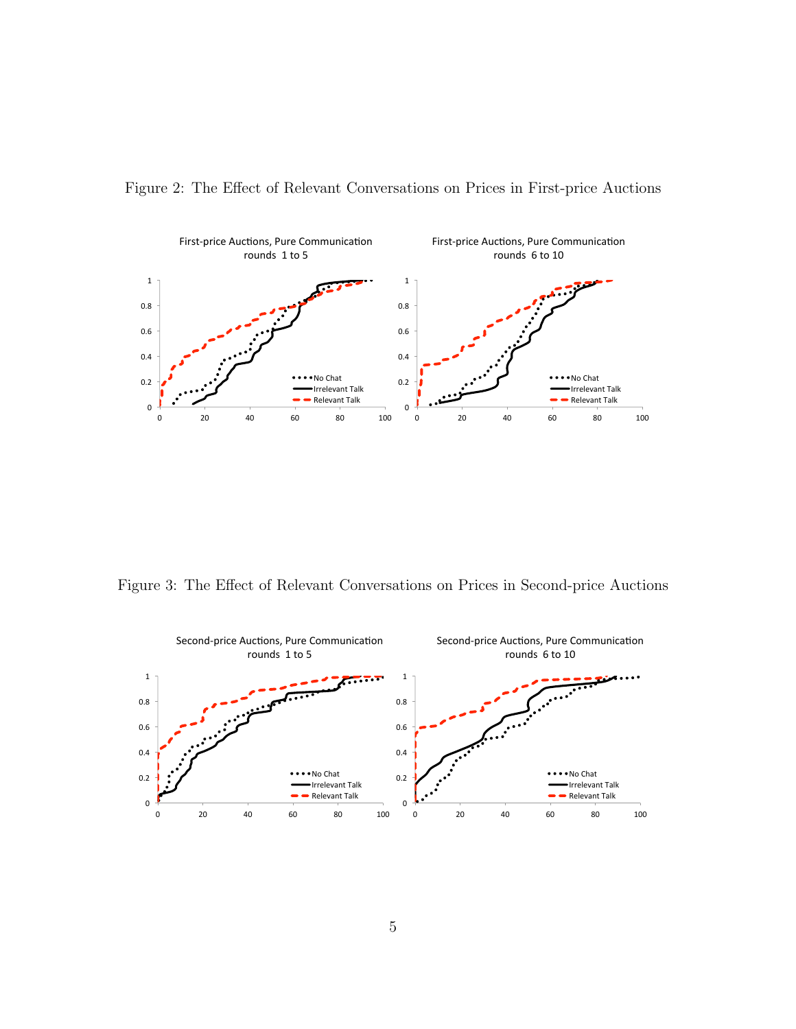Figure 2: The Effect of Relevant Conversations on Prices in First-price Auctions

Figure 3: The Effect of Relevant Conversations on Prices in Second-price Auctions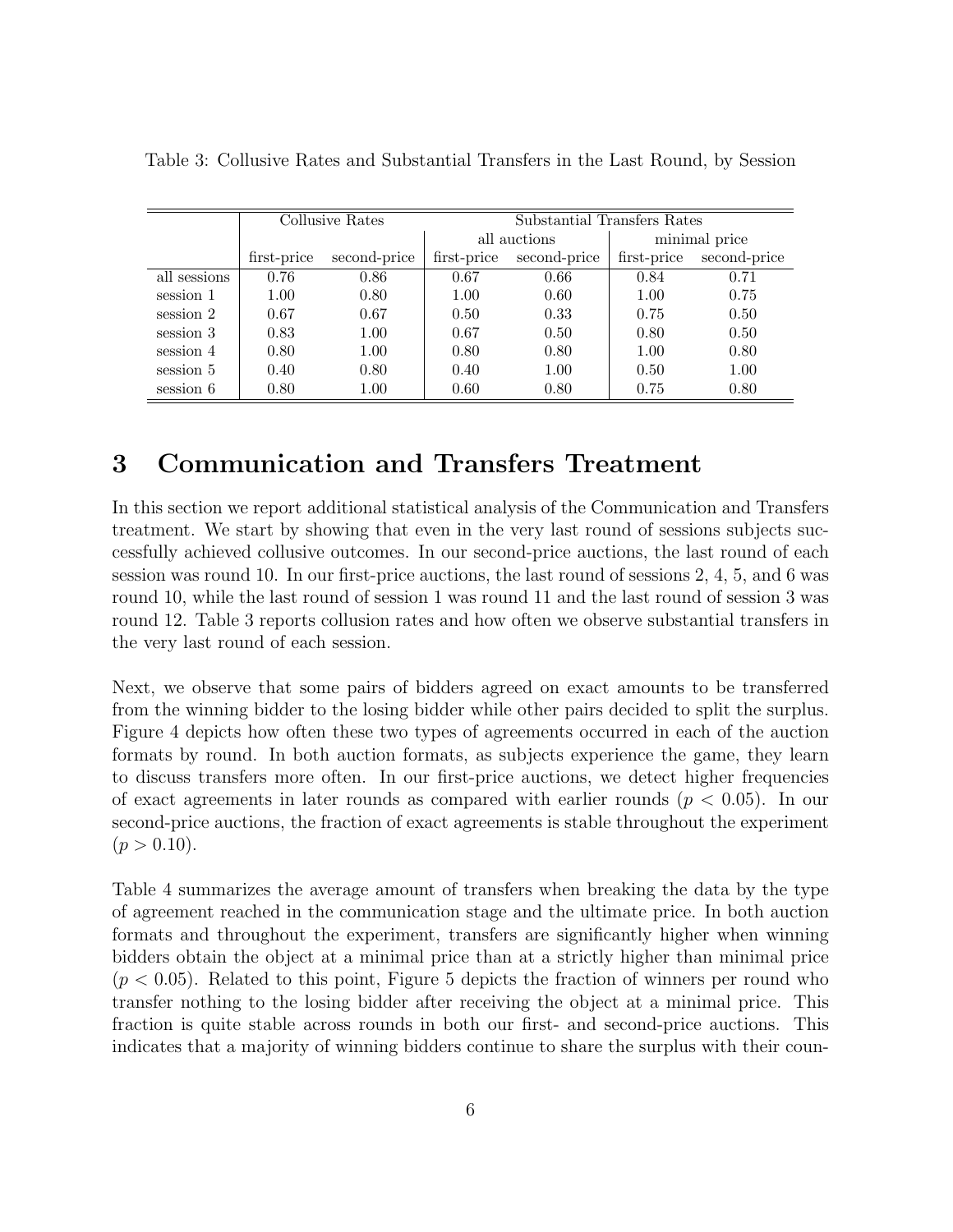Table 3: Collusive Rates and Substantial Transfers in the Last Round, by Session

| | Collusive Rates | | Substantial Transfers Rates | | | |
|---|---|---|---|---|---|---|
| | | | all auctions | | minimal price | |
| | first-price | second-price | first-price | second-price | first-price | second-price |
| all sessions | 0.76 | 0.86 | 0.67 | 0.66 | 0.84 | 0.71 |
| session 1 | 1.00 | 0.80 | 1.00 | 0.60 | 1.00 | 0.75 |
| session 2 | 0.67 | 0.67 | 0.50 | 0.33 | 0.75 | 0.50 |
| session 3 | 0.83 | 1.00 | 0.67 | 0.50 | 0.80 | 0.50 |
| session 4 | 0.80 | 1.00 | 0.80 | 0.80 | 1.00 | 0.80 |
| session 5 | 0.40 | 0.80 | 0.40 | 1.00 | 0.50 | 1.00 |
| session 6 | 0.80 | 1.00 | 0.60 | 0.80 | 0.75 | 0.80 |

# 3 Communication and Transfers Treatment

In this section we report additional statistical analysis of the Communication and Transfers treatment. We start by showing that even in the very last round of sessions subjects successfully achieved collusive outcomes. In our second-price auctions, the last round of each session was round 10. In our first-price auctions, the last round of sessions 2, 4, 5, and 6 was round 10, while the last round of session 1 was round 11 and the last round of session 3 was round 12. Table 3 reports collusion rates and how often we observe substantial transfers in the very last round of each session.

Next, we observe that some pairs of bidders agreed on exact amounts to be transferred from the winning bidder to the losing bidder while other pairs decided to split the surplus. Figure 4 depicts how often these two types of agreements occurred in each of the auction formats by round. In both auction formats, as subjects experience the game, they learn to discuss transfers more often. In our first-price auctions, we detect higher frequencies of exact agreements in later rounds as compared with earlier rounds ($p < 0.05$). In our second-price auctions, the fraction of exact agreements is stable throughout the experiment ($p > 0.10$).

Table 4 summarizes the average amount of transfers when breaking the data by the type of agreement reached in the communication stage and the ultimate price. In both auction formats and throughout the experiment, transfers are significantly higher when winning bidders obtain the object at a minimal price than at a strictly higher than minimal price ($p < 0.05$). Related to this point, Figure 5 depicts the fraction of winners per round who transfer nothing to the losing bidder after receiving the object at a minimal price. This fraction is quite stable across rounds in both our first- and second-price auctions. This indicates that a majority of winning bidders continue to share the surplus with their coun-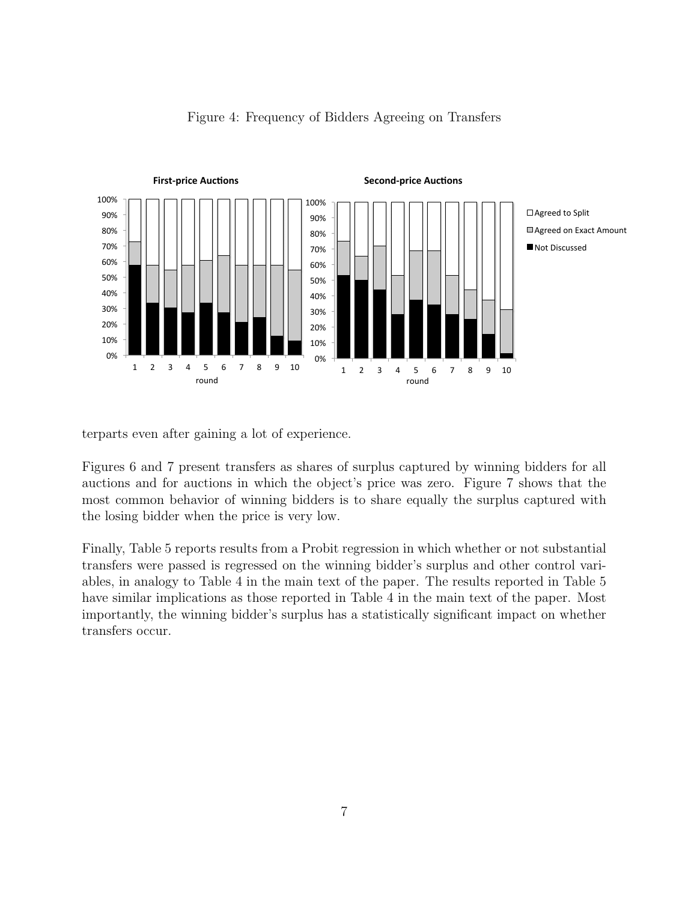Figure 4: Frequency of Bidders Agreeing on Transfers

terparts even after gaining a lot of experience.

Figures 6 and 7 present transfers as shares of surplus captured by winning bidders for all auctions and for auctions in which the object's price was zero. Figure 7 shows that the most common behavior of winning bidders is to share equally the surplus captured with the losing bidder when the price is very low.

Finally, Table 5 reports results from a Probit regression in which whether or not substantial transfers were passed is regressed on the winning bidder's surplus and other control variables, in analogy to Table 4 in the main text of the paper. The results reported in Table 5 have similar implications as those reported in Table 4 in the main text of the paper. Most importantly, the winning bidder's surplus has a statistically significant impact on whether transfers occur.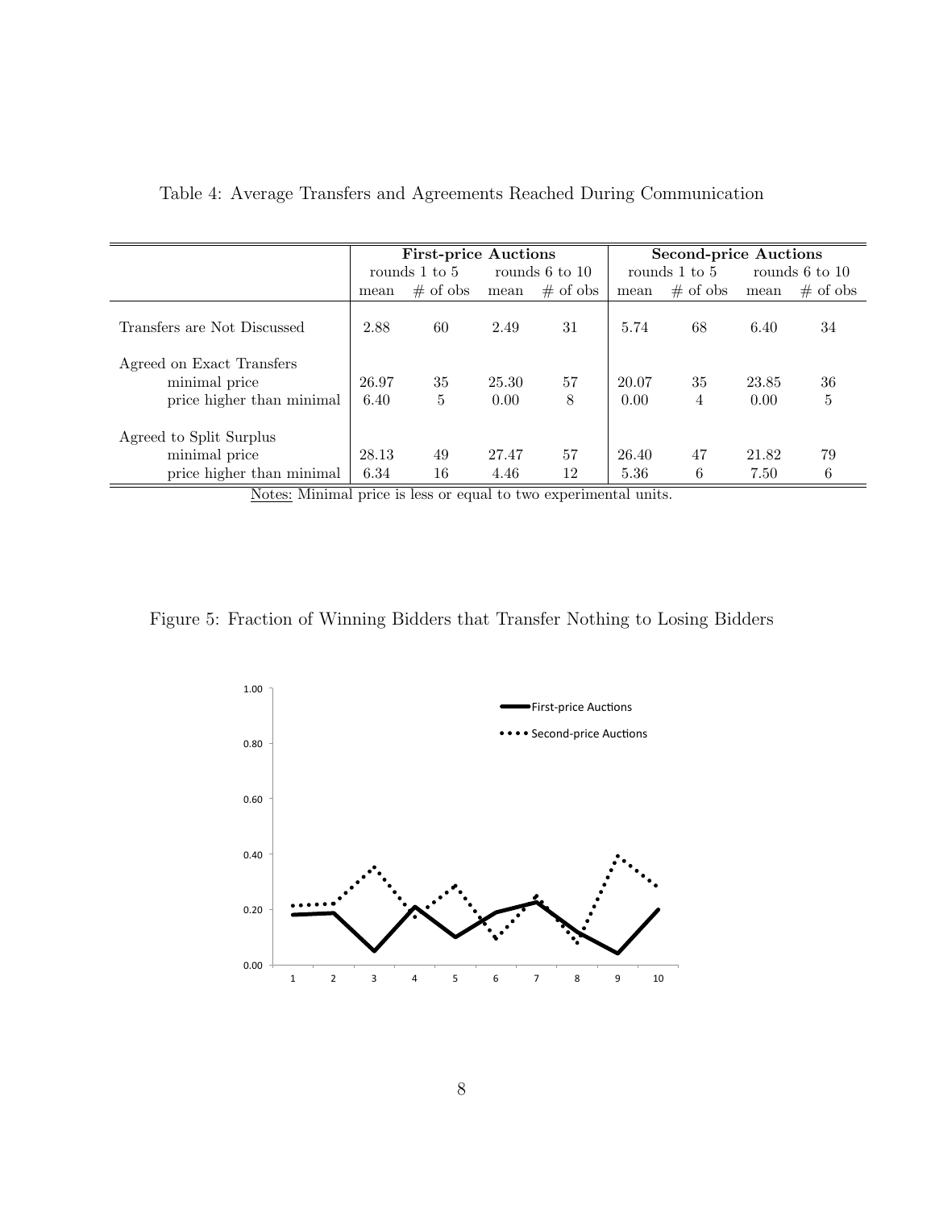Table 4: Average Transfers and Agreements Reached During Communication

| | First-price Auctions | | | | Second-price Auctions | | | |
|---|---|---|---|---|---|---|---|---|
| | rounds 1 to 5 | | rounds 6 to 10 | | rounds 1 to 5 | | rounds 6 to 10 | |
| | mean | # of obs | mean | # of obs | mean | # of obs | mean | # of obs |
| Transfers are Not Discussed | 2.88 | 60 | 2.49 | 31 | 5.74 | 68 | 6.40 | 34 |
| Agreed on Exact Transfers | | | | | | | | |
| minimal price | 26.97 | 35 | 25.30 | 57 | 20.07 | 35 | 23.85 | 36 |
| price higher than minimal | 6.40 | 5 | 0.00 | 8 | 0.00 | 4 | 0.00 | 5 |
| Agreed to Split Surplus | | | | | | | | |
| minimal price | 28.13 | 49 | 27.47 | 57 | 26.40 | 47 | 21.82 | 79 |
| price higher than minimal | 6.34 | 16 | 4.46 | 12 | 5.36 | 6 | 7.50 | 6 |

Notes: Minimal price is less or equal to two experimental units.

Figure 5: Fraction of Winning Bidders that Transfer Nothing to Losing Bidders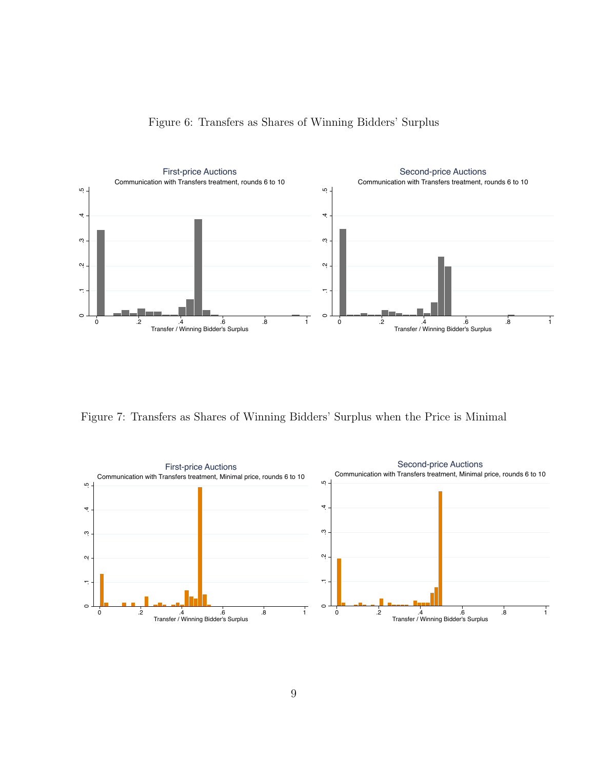Figure 6: Transfers as Shares of Winning Bidders' Surplus

Figure 7: Transfers as Shares of Winning Bidders' Surplus when the Price is Minimal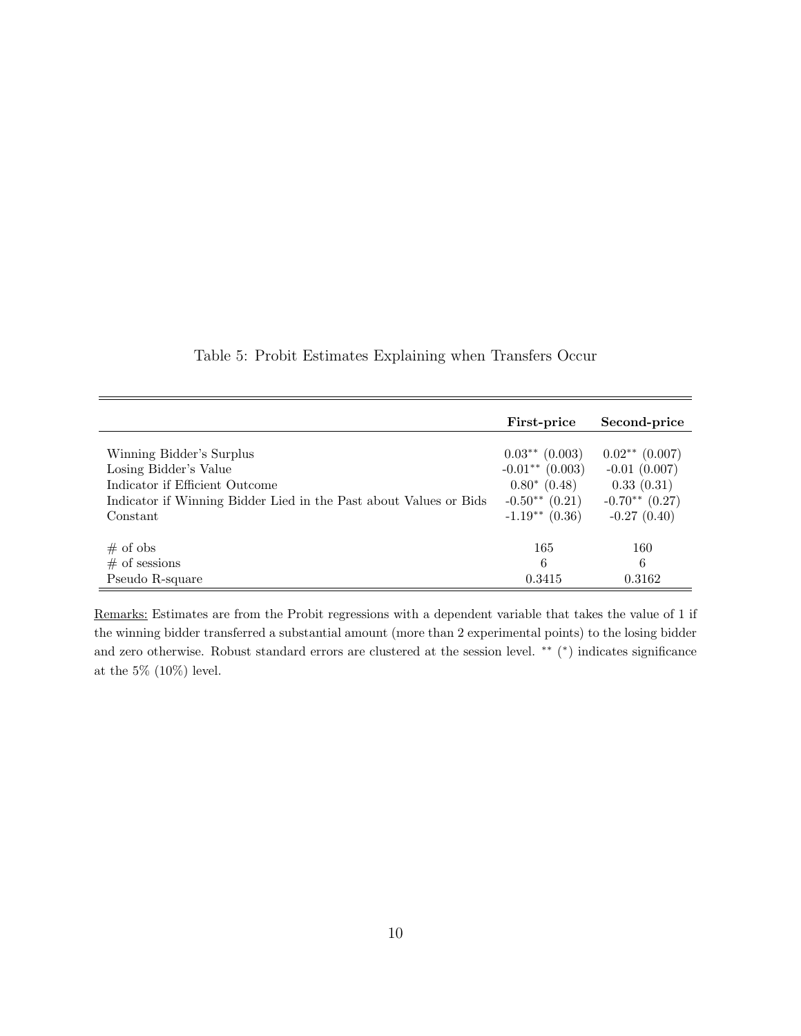Table 5: Probit Estimates Explaining when Transfers Occur

| | **First-price** | **Second-price** |
|---|---|---|
| Winning Bidder's Surplus | $0.03^{**}$ (0.003) | $0.02^{**}$ (0.007) |
| Losing Bidder's Value | $-0.01^{**}$ (0.003) | -0.01 (0.007) |
| Indicator if Efficient Outcome | $0.80^{*}$ (0.48) | 0.33 (0.31) |
| Indicator if Winning Bidder Lied in the Past about Values or Bids | $-0.50^{**}$ (0.21) | $-0.70^{**}$ (0.27) |
| Constant | $-1.19^{**}$ (0.36) | -0.27 (0.40) |
| # of obs | 165 | 160 |
| # of sessions | 6 | 6 |
| Pseudo R-square | 0.3415 | 0.3162 |

Remarks: Estimates are from the Probit regressions with a dependent variable that takes the value of 1 if the winning bidder transferred a substantial amount (more than 2 experimental points) to the losing bidder and zero otherwise. Robust standard errors are clustered at the session level. $^{**}$ ($^{*}$) indicates significance at the 5% (10%) level.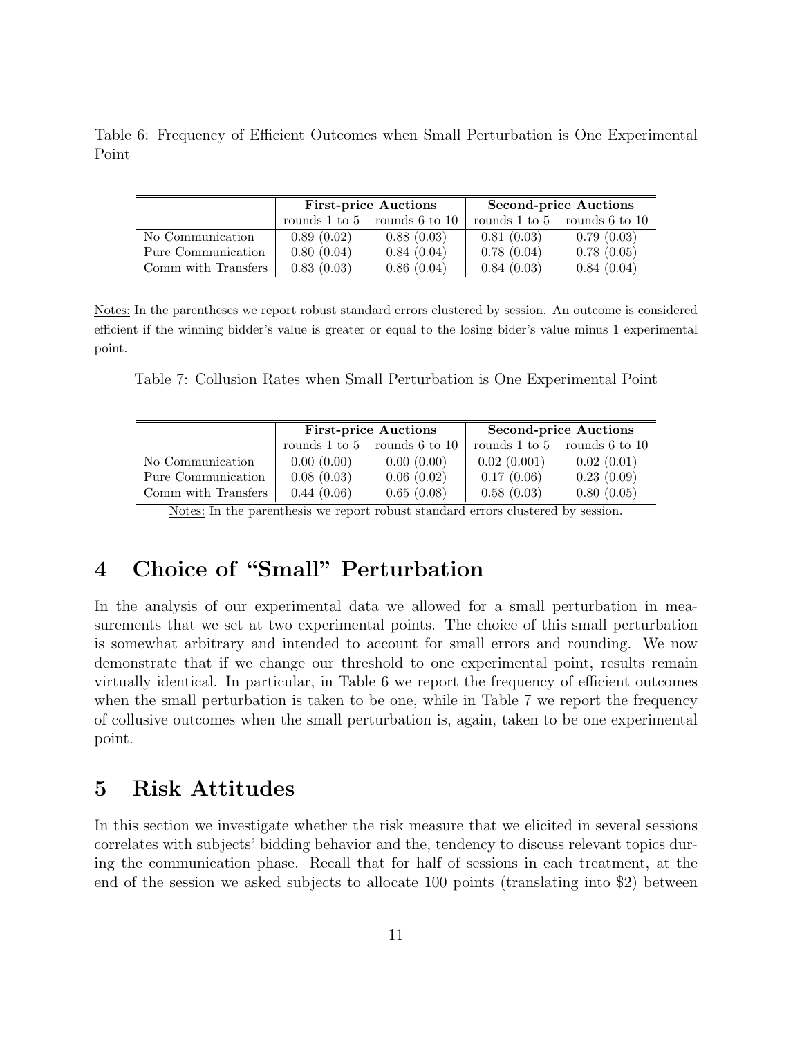Table 6: Frequency of Efficient Outcomes when Small Perturbation is One Experimental Point

| | First-price Auctions | | Second-price Auctions | |
|---|---|---|---|---|
| | rounds 1 to 5 | rounds 6 to 10 | rounds 1 to 5 | rounds 6 to 10 |
| No Communication | 0.89 (0.02) | 0.88 (0.03) | 0.81 (0.03) | 0.79 (0.03) |
| Pure Communication | 0.80 (0.04) | 0.84 (0.04) | 0.78 (0.04) | 0.78 (0.05) |
| Comm with Transfers | 0.83 (0.03) | 0.86 (0.04) | 0.84 (0.03) | 0.84 (0.04) |

Notes: In the parentheses we report robust standard errors clustered by session. An outcome is considered efficient if the winning bidder's value is greater or equal to the losing bider's value minus 1 experimental point.

Table 7: Collusion Rates when Small Perturbation is One Experimental Point

| | First-price Auctions | | Second-price Auctions | |
|---|---|---|---|---|
| | rounds 1 to 5 | rounds 6 to 10 | rounds 1 to 5 | rounds 6 to 10 |
| No Communication | 0.00 (0.00) | 0.00 (0.00) | 0.02 (0.001) | 0.02 (0.01) |
| Pure Communication | 0.08 (0.03) | 0.06 (0.02) | 0.17 (0.06) | 0.23 (0.09) |
| Comm with Transfers | 0.44 (0.06) | 0.65 (0.08) | 0.58 (0.03) | 0.80 (0.05) |

Notes: In the parenthesis we report robust standard errors clustered by session.

# 4 Choice of "Small" Perturbation

In the analysis of our experimental data we allowed for a small perturbation in measurements that we set at two experimental points. The choice of this small perturbation is somewhat arbitrary and intended to account for small errors and rounding. We now demonstrate that if we change our threshold to one experimental point, results remain virtually identical. In particular, in Table 6 we report the frequency of efficient outcomes when the small perturbation is taken to be one, while in Table 7 we report the frequency of collusive outcomes when the small perturbation is, again, taken to be one experimental point.

# 5 Risk Attitudes

In this section we investigate whether the risk measure that we elicited in several sessions correlates with subjects' bidding behavior and the, tendency to discuss relevant topics during the communication phase. Recall that for half of sessions in each treatment, at the end of the session we asked subjects to allocate 100 points (translating into $2) between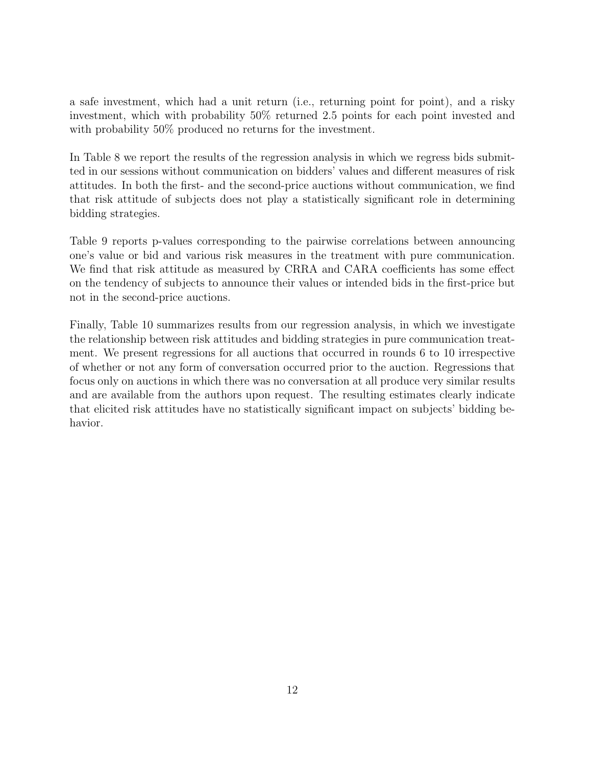a safe investment, which had a unit return (i.e., returning point for point), and a risky investment, which with probability 50% returned 2.5 points for each point invested and with probability 50% produced no returns for the investment.

In Table 8 we report the results of the regression analysis in which we regress bids submitted in our sessions without communication on bidders' values and different measures of risk attitudes. In both the first- and the second-price auctions without communication, we find that risk attitude of subjects does not play a statistically significant role in determining bidding strategies.

Table 9 reports p-values corresponding to the pairwise correlations between announcing one's value or bid and various risk measures in the treatment with pure communication. We find that risk attitude as measured by CRRA and CARA coefficients has some effect on the tendency of subjects to announce their values or intended bids in the first-price but not in the second-price auctions.

Finally, Table 10 summarizes results from our regression analysis, in which we investigate the relationship between risk attitudes and bidding strategies in pure communication treatment. We present regressions for all auctions that occurred in rounds 6 to 10 irrespective of whether or not any form of conversation occurred prior to the auction. Regressions that focus only on auctions in which there was no conversation at all produce very similar results and are available from the authors upon request. The resulting estimates clearly indicate that elicited risk attitudes have no statistically significant impact on subjects' bidding behavior.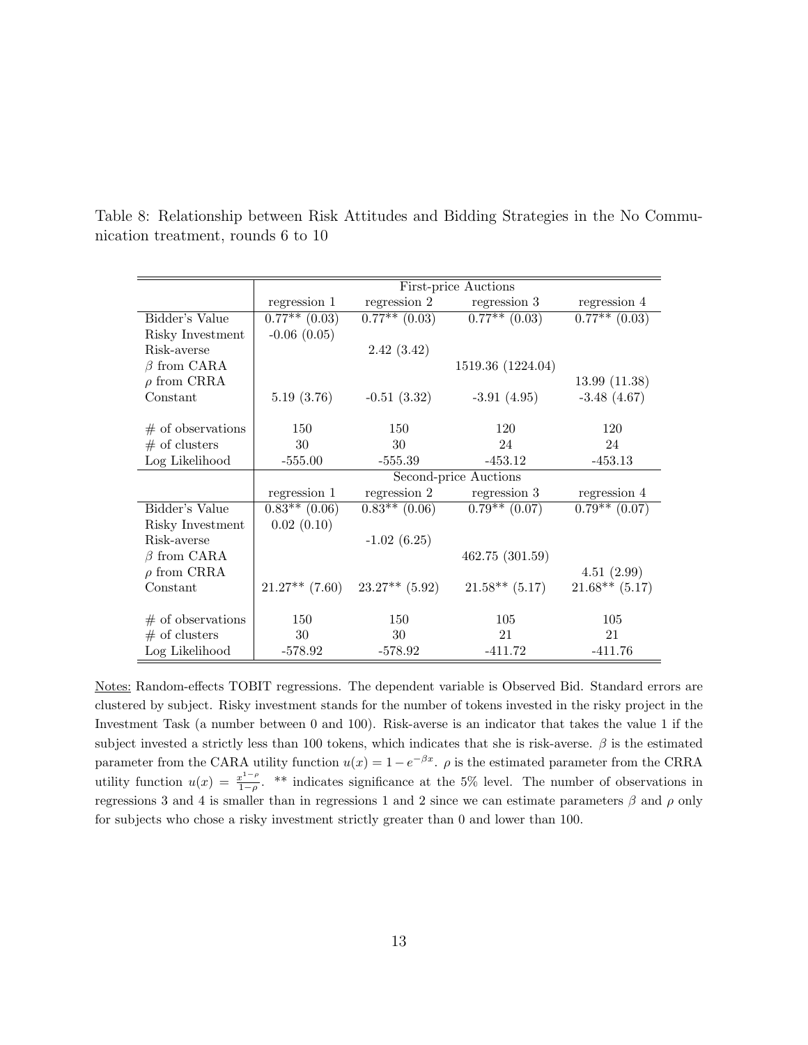Table 8: Relationship between Risk Attitudes and Bidding Strategies in the No Communication treatment, rounds 6 to 10

| | First-price Auctions | | | |
|---|---|---|---|---|
| | regression 1 | regression 2 | regression 3 | regression 4 |
| Bidder's Value | 0.77** (0.03) | 0.77** (0.03) | 0.77** (0.03) | 0.77** (0.03) |
| Risky Investment | -0.06 (0.05) | | | |
| Risk-averse | | 2.42 (3.42) | | |
| $\beta$ from CARA | | | 1519.36 (1224.04) | |
| $\rho$ from CRRA | | | | 13.99 (11.38) |
| Constant | 5.19 (3.76) | -0.51 (3.32) | -3.91 (4.95) | -3.48 (4.67) |
| # of observations | 150 | 150 | 120 | 120 |
| # of clusters | 30 | 30 | 24 | 24 |
| Log Likelihood | -555.00 | -555.39 | -453.12 | -453.13 |
| | **Second-price Auctions** | | | |
| | regression 1 | regression 2 | regression 3 | regression 4 |
| Bidder's Value | 0.83** (0.06) | 0.83** (0.06) | 0.79** (0.07) | 0.79** (0.07) |
| Risky Investment | 0.02 (0.10) | | | |
| Risk-averse | | -1.02 (6.25) | | |
| $\beta$ from CARA | | | 462.75 (301.59) | |
| $\rho$ from CRRA | | | | 4.51 (2.99) |
| Constant | 21.27** (7.60) | 23.27** (5.92) | 21.58** (5.17) | 21.68** (5.17) |
| # of observations | 150 | 150 | 105 | 105 |
| # of clusters | 30 | 30 | 21 | 21 |
| Log Likelihood | -578.92 | -578.92 | -411.72 | -411.76 |

Notes: Random-effects TOBIT regressions. The dependent variable is Observed Bid. Standard errors are clustered by subject. Risky investment stands for the number of tokens invested in the risky project in the Investment Task (a number between 0 and 100). Risk-averse is an indicator that takes the value 1 if the subject invested a strictly less than 100 tokens, which indicates that she is risk-averse. $\beta$ is the estimated parameter from the CARA utility function $u(x) = 1 - e^{-\beta x}$. $\rho$ is the estimated parameter from the CRRA utility function $u(x) = \frac{x^{1-\rho}}{1-\rho}$. ** indicates significance at the 5% level. The number of observations in regressions 3 and 4 is smaller than in regressions 1 and 2 since we can estimate parameters $\beta$ and $\rho$ only for subjects who chose a risky investment strictly greater than 0 and lower than 100.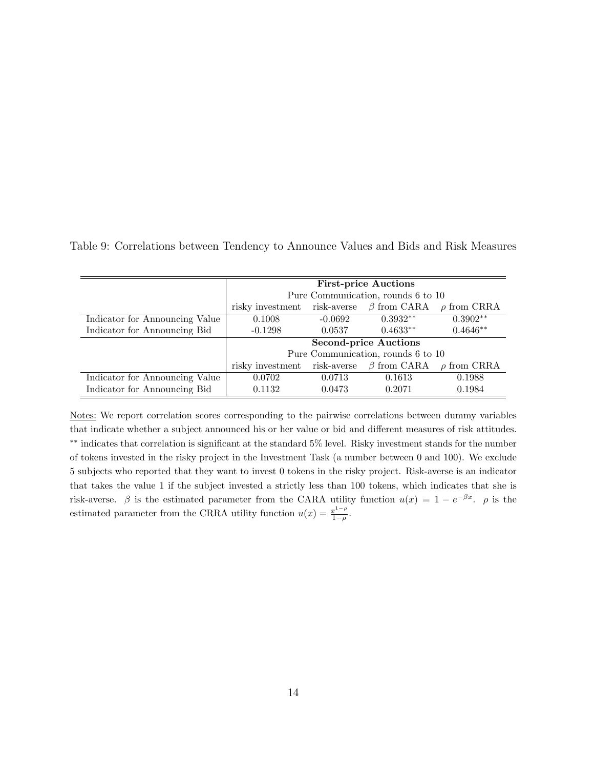Table 9: Correlations between Tendency to Announce Values and Bids and Risk Measures

| | **First-price Auctions** | | | |
|---|---|---|---|---|
| | Pure Communication, rounds 6 to 10 | | | |
| | risky investment | risk-averse | $\beta$ from CARA | $\rho$ from CRRA |
| Indicator for Announcing Value | 0.1008 | -0.0692 | 0.3932** | 0.3902** |
| Indicator for Announcing Bid | -0.1298 | 0.0537 | 0.4633** | 0.4646** |
| | **Second-price Auctions** | | | |
| | Pure Communication, rounds 6 to 10 | | | |
| | risky investment | risk-averse | $\beta$ from CARA | $\rho$ from CRRA |
| Indicator for Announcing Value | 0.0702 | 0.0713 | 0.1613 | 0.1988 |
| Indicator for Announcing Bid | 0.1132 | 0.0473 | 0.2071 | 0.1984 |

Notes: We report correlation scores corresponding to the pairwise correlations between dummy variables that indicate whether a subject announced his or her value or bid and different measures of risk attitudes. ** indicates that correlation is significant at the standard 5% level. Risky investment stands for the number of tokens invested in the risky project in the Investment Task (a number between 0 and 100). We exclude 5 subjects who reported that they want to invest 0 tokens in the risky project. Risk-averse is an indicator that takes the value 1 if the subject invested a strictly less than 100 tokens, which indicates that she is risk-averse. $\beta$ is the estimated parameter from the CARA utility function $u(x) = 1 - e^{-\beta x}$. $\rho$ is the estimated parameter from the CRRA utility function $u(x) = \frac{x^{1-\rho}}{1-\rho}$.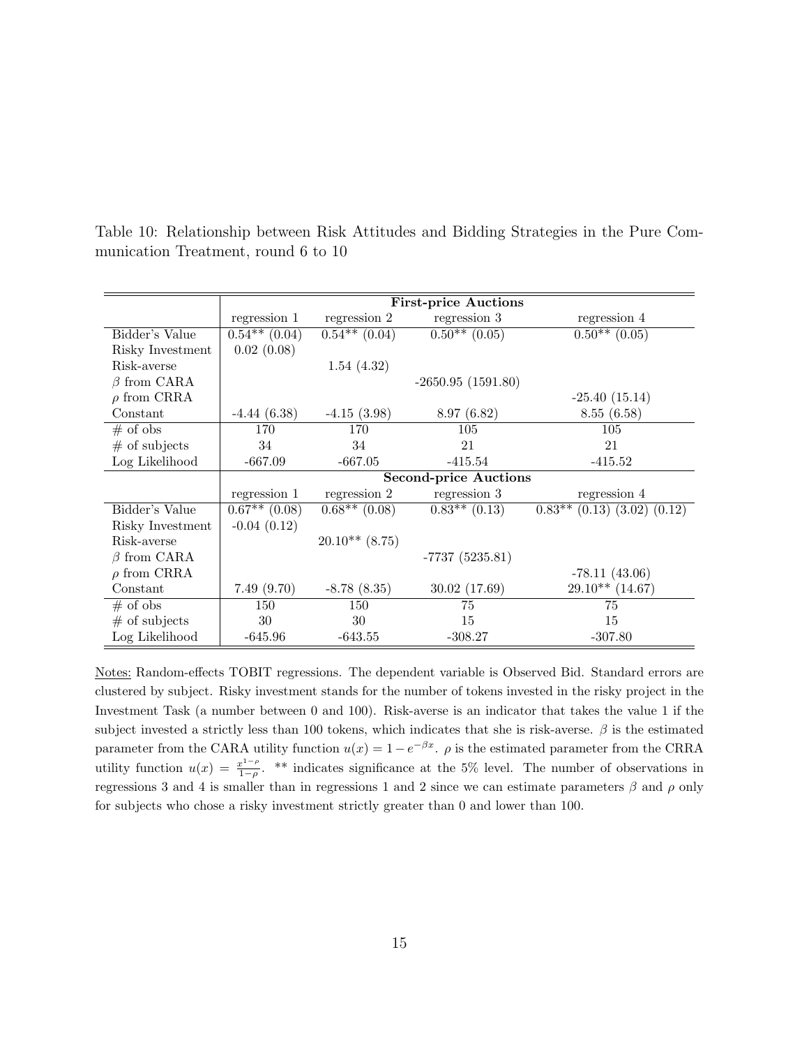Table 10: Relationship between Risk Attitudes and Bidding Strategies in the Pure Communication Treatment, round 6 to 10

| | First-price Auctions | | | |
|---|---|---|---|---|
| | regression 1 | regression 2 | regression 3 | regression 4 |
| Bidder's Value | 0.54** (0.04) | 0.54** (0.04) | 0.50** (0.05) | 0.50** (0.05) |
| Risky Investment | 0.02 (0.08) | | | |
| Risk-averse | | 1.54 (4.32) | | |
| $\beta$ from CARA | | | -2650.95 (1591.80) | |
| $\rho$ from CRRA | | | | -25.40 (15.14) |
| Constant | -4.44 (6.38) | -4.15 (3.98) | 8.97 (6.82) | 8.55 (6.58) |
| # of obs | 170 | 170 | 105 | 105 |
| # of subjects | 34 | 34 | 21 | 21 |
| Log Likelihood | -667.09 | -667.05 | -415.54 | -415.52 |
| | **Second-price Auctions** | | | |
| | regression 1 | regression 2 | regression 3 | regression 4 |
| Bidder's Value | 0.67** (0.08) | 0.68** (0.08) | 0.83** (0.13) | 0.83** (0.13) (3.02) (0.12) |
| Risky Investment | -0.04 (0.12) | | | |
| Risk-averse | | 20.10** (8.75) | | |
| $\beta$ from CARA | | | -7737 (5235.81) | |
| $\rho$ from CRRA | | | | -78.11 (43.06) |
| Constant | 7.49 (9.70) | -8.78 (8.35) | 30.02 (17.69) | 29.10** (14.67) |
| # of obs | 150 | 150 | 75 | 75 |
| # of subjects | 30 | 30 | 15 | 15 |
| Log Likelihood | -645.96 | -643.55 | -308.27 | -307.80 |

Notes: Random-effects TOBIT regressions. The dependent variable is Observed Bid. Standard errors are clustered by subject. Risky investment stands for the number of tokens invested in the risky project in the Investment Task (a number between 0 and 100). Risk-averse is an indicator that takes the value 1 if the subject invested a strictly less than 100 tokens, which indicates that she is risk-averse. $\beta$ is the estimated parameter from the CARA utility function $u(x) = 1 - e^{-\beta x}$. $\rho$ is the estimated parameter from the CRRA utility function $u(x) = \frac{x^{1-\rho}}{1-\rho}$. ** indicates significance at the 5% level. The number of observations in regressions 3 and 4 is smaller than in regressions 1 and 2 since we can estimate parameters $\beta$ and $\rho$ only for subjects who chose a risky investment strictly greater than 0 and lower than 100.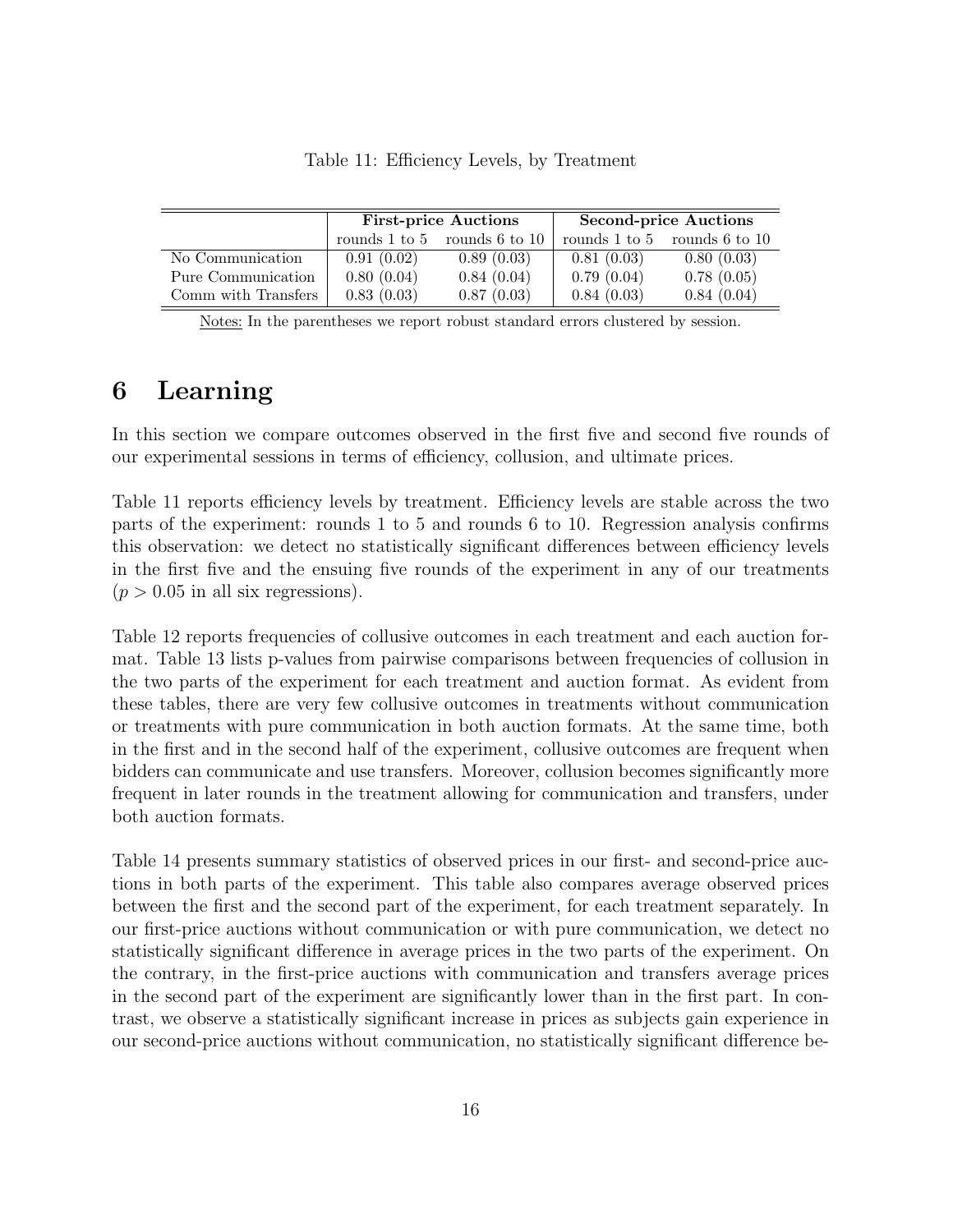Table 11: Efficiency Levels, by Treatment

| | **First-price Auctions** | | **Second-price Auctions** | |
|---|---|---|---|---|
| | rounds 1 to 5 | rounds 6 to 10 | rounds 1 to 5 | rounds 6 to 10 |
| No Communication | 0.91 (0.02) | 0.89 (0.03) | 0.81 (0.03) | 0.80 (0.03) |
| Pure Communication | 0.80 (0.04) | 0.84 (0.04) | 0.79 (0.04) | 0.78 (0.05) |
| Comm with Transfers | 0.83 (0.03) | 0.87 (0.03) | 0.84 (0.03) | 0.84 (0.04) |

Notes: In the parentheses we report robust standard errors clustered by session.

# 6 Learning

In this section we compare outcomes observed in the first five and second five rounds of our experimental sessions in terms of efficiency, collusion, and ultimate prices.

Table 11 reports efficiency levels by treatment. Efficiency levels are stable across the two parts of the experiment: rounds 1 to 5 and rounds 6 to 10. Regression analysis confirms this observation: we detect no statistically significant differences between efficiency levels in the first five and the ensuing five rounds of the experiment in any of our treatments ($p > 0.05$ in all six regressions).

Table 12 reports frequencies of collusive outcomes in each treatment and each auction format. Table 13 lists p-values from pairwise comparisons between frequencies of collusion in the two parts of the experiment for each treatment and auction format. As evident from these tables, there are very few collusive outcomes in treatments without communication or treatments with pure communication in both auction formats. At the same time, both in the first and in the second half of the experiment, collusive outcomes are frequent when bidders can communicate and use transfers. Moreover, collusion becomes significantly more frequent in later rounds in the treatment allowing for communication and transfers, under both auction formats.

Table 14 presents summary statistics of observed prices in our first- and second-price auctions in both parts of the experiment. This table also compares average observed prices between the first and the second part of the experiment, for each treatment separately. In our first-price auctions without communication or with pure communication, we detect no statistically significant difference in average prices in the two parts of the experiment. On the contrary, in the first-price auctions with communication and transfers average prices in the second part of the experiment are significantly lower than in the first part. In contrast, we observe a statistically significant increase in prices as subjects gain experience in our second-price auctions without communication, no statistically significant difference be-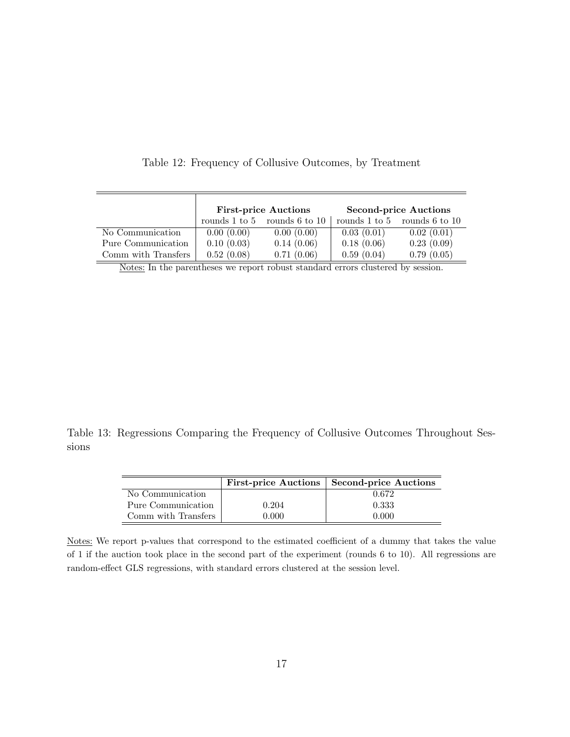Table 12: Frequency of Collusive Outcomes, by Treatment

| | First-price Auctions | | Second-price Auctions | |
|---|---|---|---|---|
| | rounds 1 to 5 | rounds 6 to 10 | rounds 1 to 5 | rounds 6 to 10 |
| No Communication | 0.00 (0.00) | 0.00 (0.00) | 0.03 (0.01) | 0.02 (0.01) |
| Pure Communication | 0.10 (0.03) | 0.14 (0.06) | 0.18 (0.06) | 0.23 (0.09) |
| Comm with Transfers | 0.52 (0.08) | 0.71 (0.06) | 0.59 (0.04) | 0.79 (0.05) |

Notes: In the parentheses we report robust standard errors clustered by session.

Table 13: Regressions Comparing the Frequency of Collusive Outcomes Throughout Sessions

| | First-price Auctions | Second-price Auctions |
|---|---|---|
| No Communication | | 0.672 |
| Pure Communication | 0.204 | 0.333 |
| Comm with Transfers | 0.000 | 0.000 |

Notes: We report p-values that correspond to the estimated coefficient of a dummy that takes the value of 1 if the auction took place in the second part of the experiment (rounds 6 to 10). All regressions are random-effect GLS regressions, with standard errors clustered at the session level.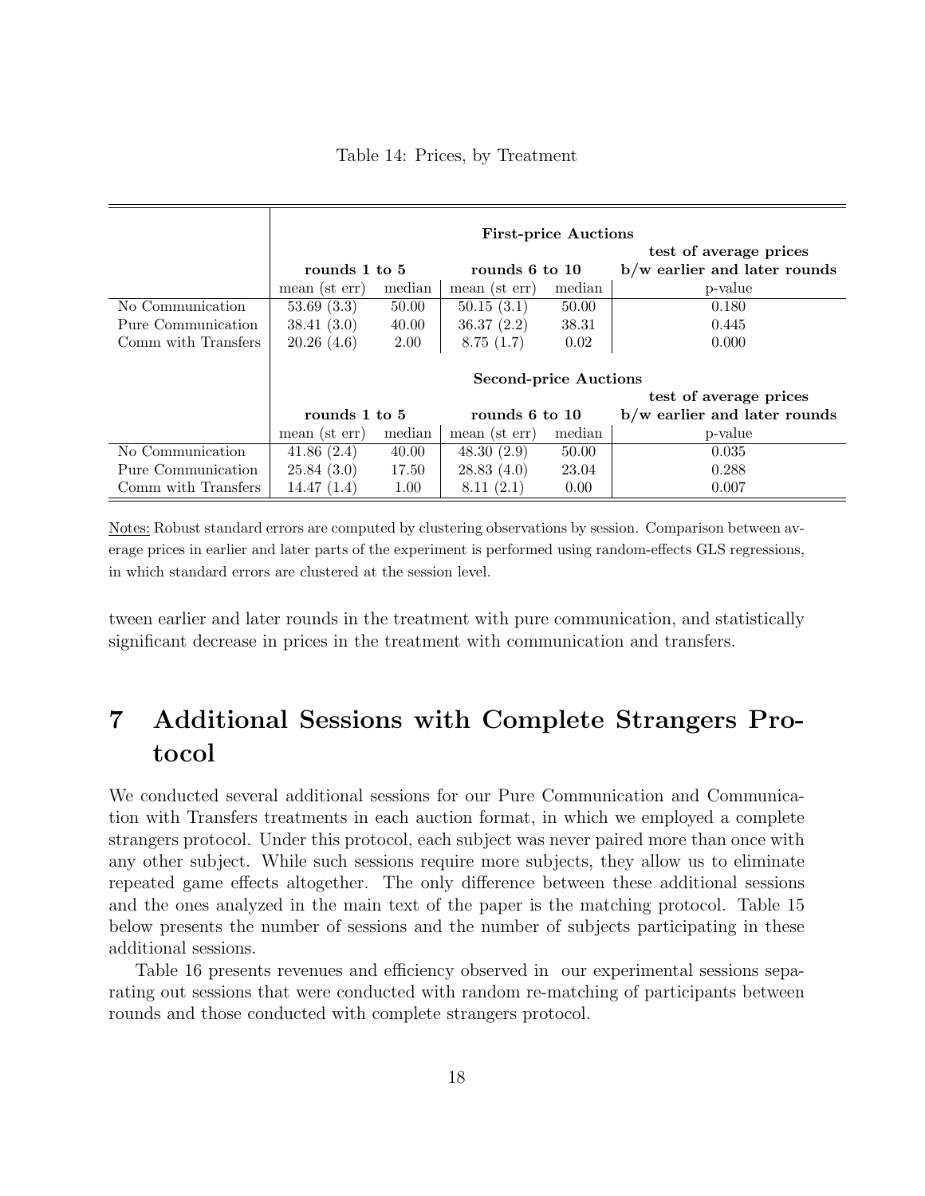Table 14: Prices, by Treatment

| | First-price Auctions | | | | |
|---|---|---|---|---|---|
| | rounds 1 to 5 | | rounds 6 to 10 | | test of average prices b/w earlier and later rounds |
| | mean (st err) | median | mean (st err) | median | p-value |
| No Communication | 53.69 (3.3) | 50.00 | 50.15 (3.1) | 50.00 | 0.180 |
| Pure Communication | 38.41 (3.0) | 40.00 | 36.37 (2.2) | 38.31 | 0.445 |
| Comm with Transfers | 20.26 (4.6) | 2.00 | 8.75 (1.7) | 0.02 | 0.000 |
| | **Second-price Auctions** | | | | |
| | rounds 1 to 5 | | rounds 6 to 10 | | test of average prices b/w earlier and later rounds |
| | mean (st err) | median | mean (st err) | median | p-value |
| No Communication | 41.86 (2.4) | 40.00 | 48.30 (2.9) | 50.00 | 0.035 |
| Pure Communication | 25.84 (3.0) | 17.50 | 28.83 (4.0) | 23.04 | 0.288 |
| Comm with Transfers | 14.47 (1.4) | 1.00 | 8.11 (2.1) | 0.00 | 0.007 |

Notes: Robust standard errors are computed by clustering observations by session. Comparison between average prices in earlier and later parts of the experiment is performed using random-effects GLS regressions, in which standard errors are clustered at the session level.

tween earlier and later rounds in the treatment with pure communication, and statistically significant decrease in prices in the treatment with communication and transfers.

# 7 Additional Sessions with Complete Strangers Protocol

We conducted several additional sessions for our Pure Communication and Communication with Transfers treatments in each auction format, in which we employed a complete strangers protocol. Under this protocol, each subject was never paired more than once with any other subject. While such sessions require more subjects, they allow us to eliminate repeated game effects altogether. The only difference between these additional sessions and the ones analyzed in the main text of the paper is the matching protocol. Table 15 below presents the number of sessions and the number of subjects participating in these additional sessions.

Table 16 presents revenues and efficiency observed in our experimental sessions separating out sessions that were conducted with random re-matching of participants between rounds and those conducted with complete strangers protocol.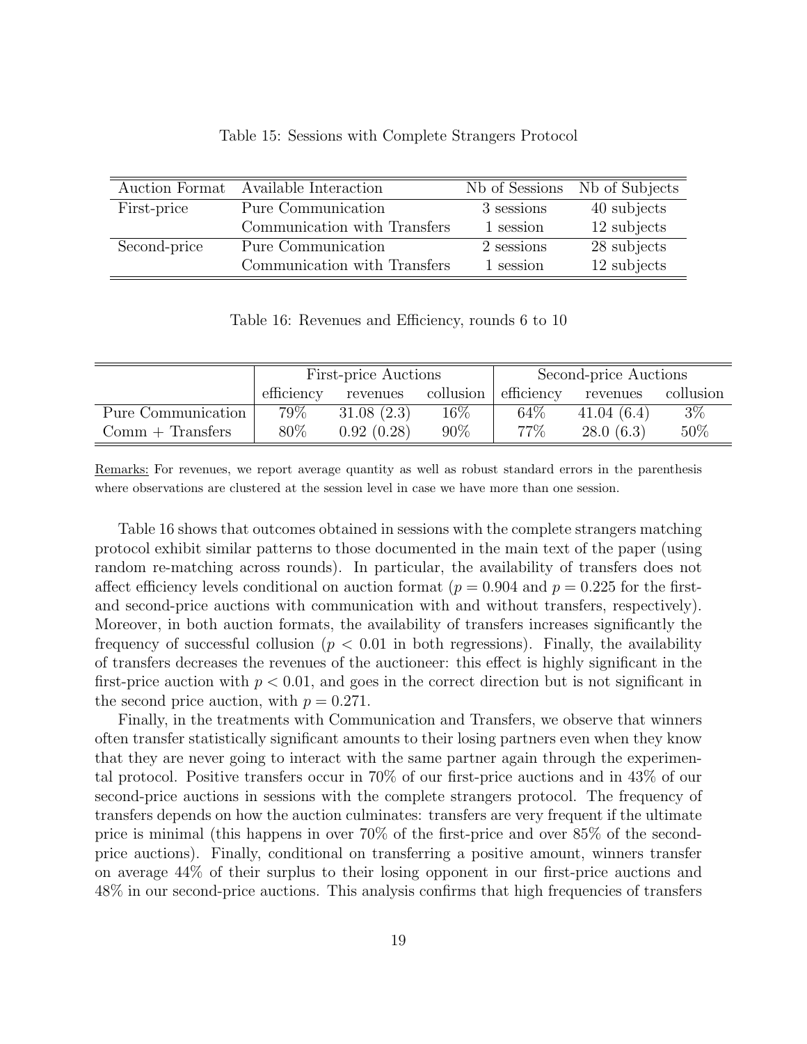Table 15: Sessions with Complete Strangers Protocol

| Auction Format | Available Interaction | Nb of Sessions | Nb of Subjects |
|---|---|---|---|
| First-price | Pure Communication | 3 sessions | 40 subjects |
| | Communication with Transfers | 1 session | 12 subjects |
| Second-price | Pure Communication | 2 sessions | 28 subjects |
| | Communication with Transfers | 1 session | 12 subjects |

Table 16: Revenues and Efficiency, rounds 6 to 10

| | First-price Auctions | | | Second-price Auctions | | |
|---|---|---|---|---|---|---|
| | efficiency | revenues | collusion | efficiency | revenues | collusion |
| Pure Communication | 79% | 31.08 (2.3) | 16% | 64% | 41.04 (6.4) | 3% |
| Comm + Transfers | 80% | 0.92 (0.28) | 90% | 77% | 28.0 (6.3) | 50% |

Remarks: For revenues, we report average quantity as well as robust standard errors in the parenthesis where observations are clustered at the session level in case we have more than one session.

Table 16 shows that outcomes obtained in sessions with the complete strangers matching protocol exhibit similar patterns to those documented in the main text of the paper (using random re-matching across rounds). In particular, the availability of transfers does not affect efficiency levels conditional on auction format ($p = 0.904$ and $p = 0.225$ for the first- and second-price auctions with communication with and without transfers, respectively). Moreover, in both auction formats, the availability of transfers increases significantly the frequency of successful collusion ($p < 0.01$ in both regressions). Finally, the availability of transfers decreases the revenues of the auctioneer: this effect is highly significant in the first-price auction with $p < 0.01$, and goes in the correct direction but is not significant in the second price auction, with $p = 0.271$.

Finally, in the treatments with Communication and Transfers, we observe that winners often transfer statistically significant amounts to their losing partners even when they know that they are never going to interact with the same partner again through the experimental protocol. Positive transfers occur in 70% of our first-price auctions and in 43% of our second-price auctions in sessions with the complete strangers protocol. The frequency of transfers depends on how the auction culminates: transfers are very frequent if the ultimate price is minimal (this happens in over 70% of the first-price and over 85% of the second-price auctions). Finally, conditional on transferring a positive amount, winners transfer on average 44% of their surplus to their losing opponent in our first-price auctions and 48% in our second-price auctions. This analysis confirms that high frequencies of transfers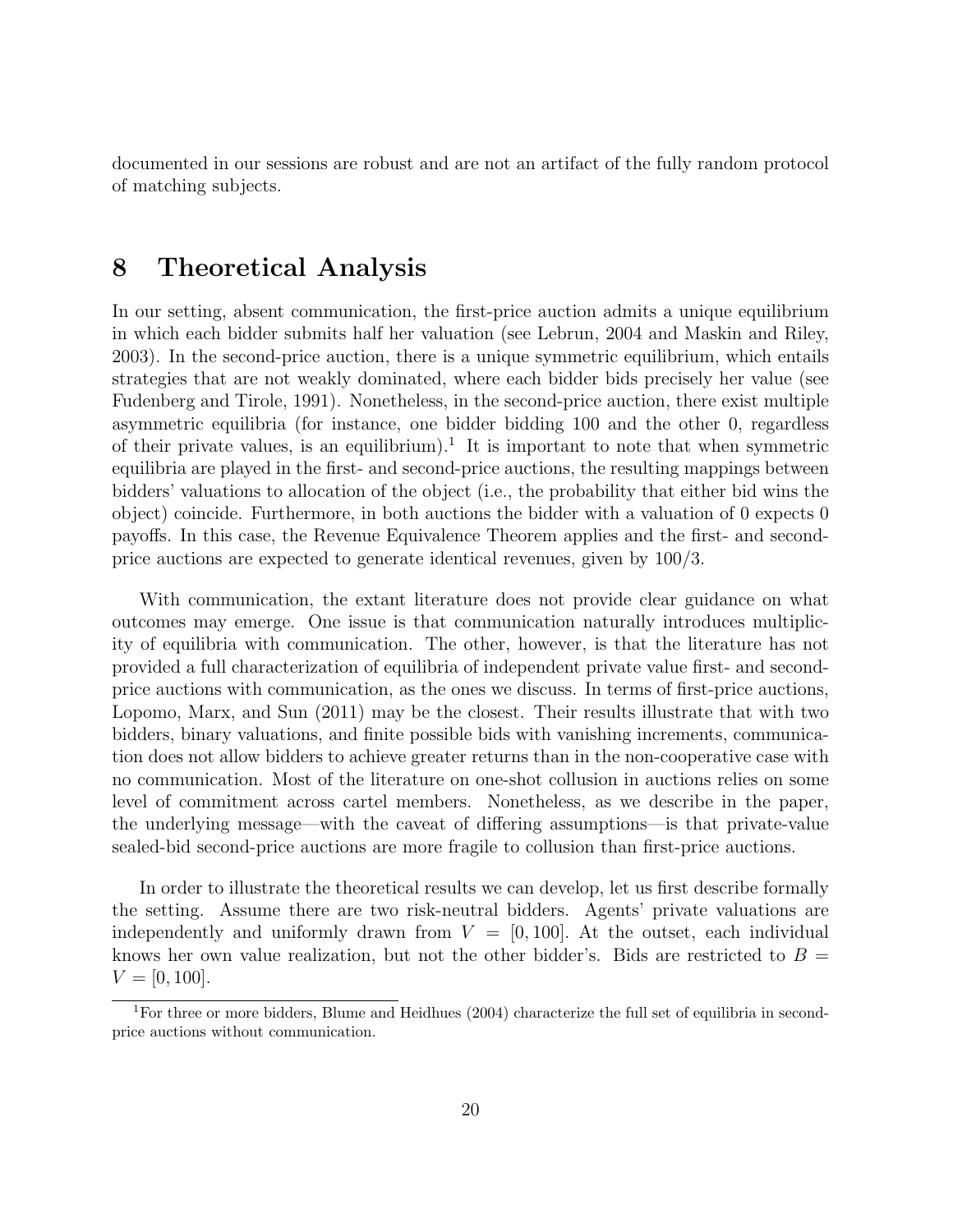documented in our sessions are robust and are not an artifact of the fully random protocol of matching subjects.

# 8 Theoretical Analysis

In our setting, absent communication, the first-price auction admits a unique equilibrium in which each bidder submits half her valuation (see Lebrun, 2004 and Maskin and Riley, 2003). In the second-price auction, there is a unique symmetric equilibrium, which entails strategies that are not weakly dominated, where each bidder bids precisely her value (see Fudenberg and Tirole, 1991). Nonetheless, in the second-price auction, there exist multiple asymmetric equilibria (for instance, one bidder bidding 100 and the other 0, regardless of their private values, is an equilibrium).[1] It is important to note that when symmetric equilibria are played in the first- and second-price auctions, the resulting mappings between bidders' valuations to allocation of the object (i.e., the probability that either bid wins the object) coincide. Furthermore, in both auctions the bidder with a valuation of 0 expects 0 payoffs. In this case, the Revenue Equivalence Theorem applies and the first- and second-price auctions are expected to generate identical revenues, given by 100/3.

With communication, the extant literature does not provide clear guidance on what outcomes may emerge. One issue is that communication naturally introduces multiplicity of equilibria with communication. The other, however, is that the literature has not provided a full characterization of equilibria of independent private value first- and second-price auctions with communication, as the ones we discuss. In terms of first-price auctions, Lopomo, Marx, and Sun (2011) may be the closest. Their results illustrate that with two bidders, binary valuations, and finite possible bids with vanishing increments, communication does not allow bidders to achieve greater returns than in the non-cooperative case with no communication. Most of the literature on one-shot collusion in auctions relies on some level of commitment across cartel members. Nonetheless, as we describe in the paper, the underlying message—with the caveat of differing assumptions—is that private-value sealed-bid second-price auctions are more fragile to collusion than first-price auctions.

In order to illustrate the theoretical results we can develop, let us first describe formally the setting. Assume there are two risk-neutral bidders. Agents' private valuations are independently and uniformly drawn from $V = [0, 100]$. At the outset, each individual knows her own value realization, but not the other bidder's. Bids are restricted to $B = V = [0, 100]$.

[1] For three or more bidders, Blume and Heidhues (2004) characterize the full set of equilibria in second-price auctions without communication.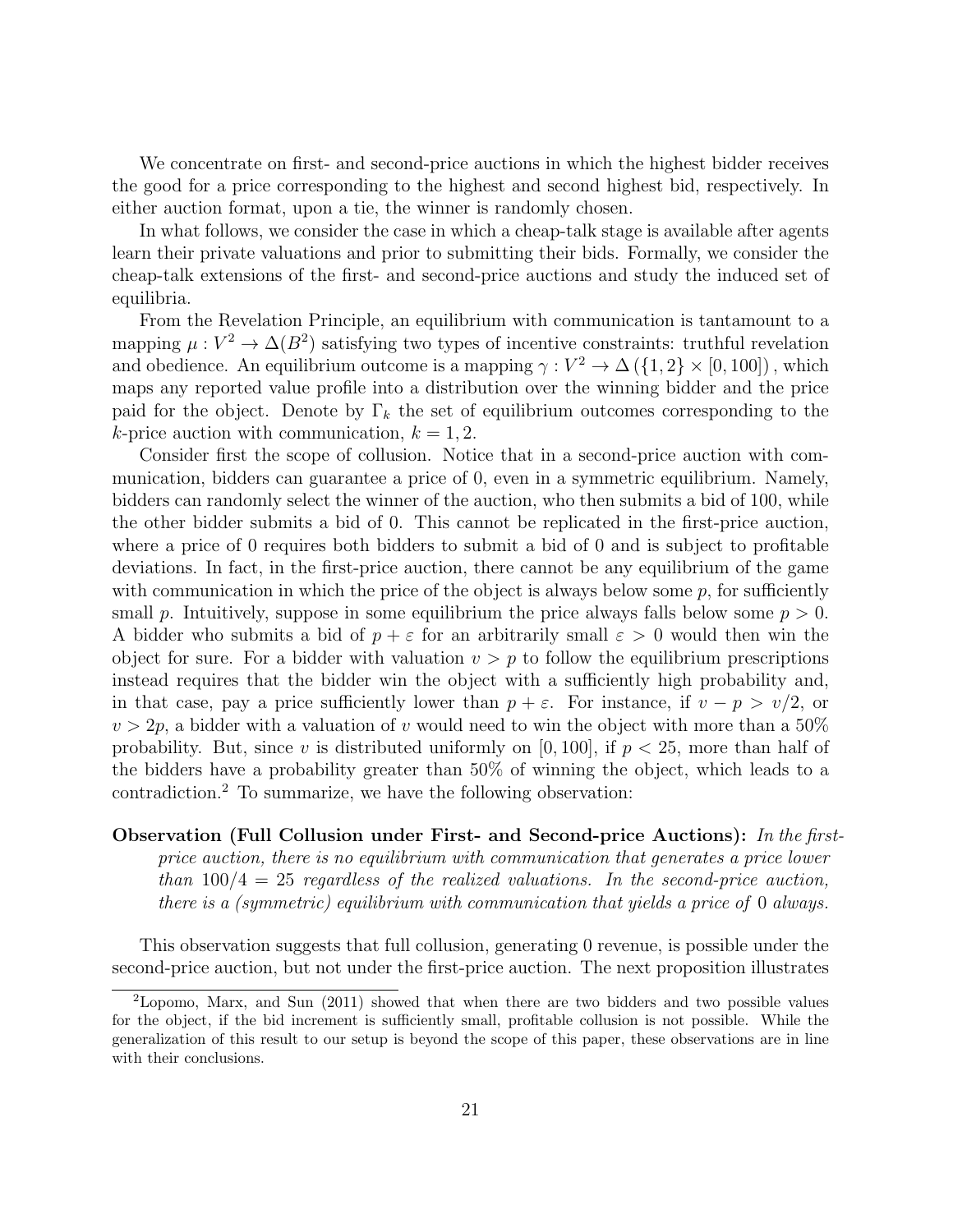We concentrate on first- and second-price auctions in which the highest bidder receives the good for a price corresponding to the highest and second highest bid, respectively. In either auction format, upon a tie, the winner is randomly chosen.

In what follows, we consider the case in which a cheap-talk stage is available after agents learn their private valuations and prior to submitting their bids. Formally, we consider the cheap-talk extensions of the first- and second-price auctions and study the induced set of equilibria.

From the Revelation Principle, an equilibrium with communication is tantamount to a mapping $\mu : V^2 \to \Delta(B^2)$ satisfying two types of incentive constraints: truthful revelation and obedience. An equilibrium outcome is a mapping $\gamma : V^2 \to \Delta(\{1, 2\} \times [0, 100])$, which maps any reported value profile into a distribution over the winning bidder and the price paid for the object. Denote by $\Gamma_k$ the set of equilibrium outcomes corresponding to the $k$-price auction with communication, $k = 1, 2$.

Consider first the scope of collusion. Notice that in a second-price auction with communication, bidders can guarantee a price of 0, even in a symmetric equilibrium. Namely, bidders can randomly select the winner of the auction, who then submits a bid of 100, while the other bidder submits a bid of 0. This cannot be replicated in the first-price auction, where a price of 0 requires both bidders to submit a bid of 0 and is subject to profitable deviations. In fact, in the first-price auction, there cannot be any equilibrium of the game with communication in which the price of the object is always below some $p$, for sufficiently small $p$. Intuitively, suppose in some equilibrium the price always falls below some $p > 0$. A bidder who submits a bid of $p + \varepsilon$ for an arbitrarily small $\varepsilon > 0$ would then win the object for sure. For a bidder with valuation $v > p$ to follow the equilibrium prescriptions instead requires that the bidder win the object with a sufficiently high probability and, in that case, pay a price sufficiently lower than $p + \varepsilon$. For instance, if $v - p > v/2$, or $v > 2p$, a bidder with a valuation of $v$ would need to win the object with more than a 50% probability. But, since $v$ is distributed uniformly on $[0, 100]$, if $p < 25$, more than half of the bidders have a probability greater than 50% of winning the object, which leads to a contradiction.[2] To summarize, we have the following observation:

**Observation (Full Collusion under First- and Second-price Auctions):** *In the first-price auction, there is no equilibrium with communication that generates a price lower than $100/4 = 25$ regardless of the realized valuations. In the second-price auction, there is a (symmetric) equilibrium with communication that yields a price of 0 always.*

This observation suggests that full collusion, generating 0 revenue, is possible under the second-price auction, but not under the first-price auction. The next proposition illustrates

[2] Lopomo, Marx, and Sun (2011) showed that when there are two bidders and two possible values for the object, if the bid increment is sufficiently small, profitable collusion is not possible. While the generalization of this result to our setup is beyond the scope of this paper, these observations are in line with their conclusions.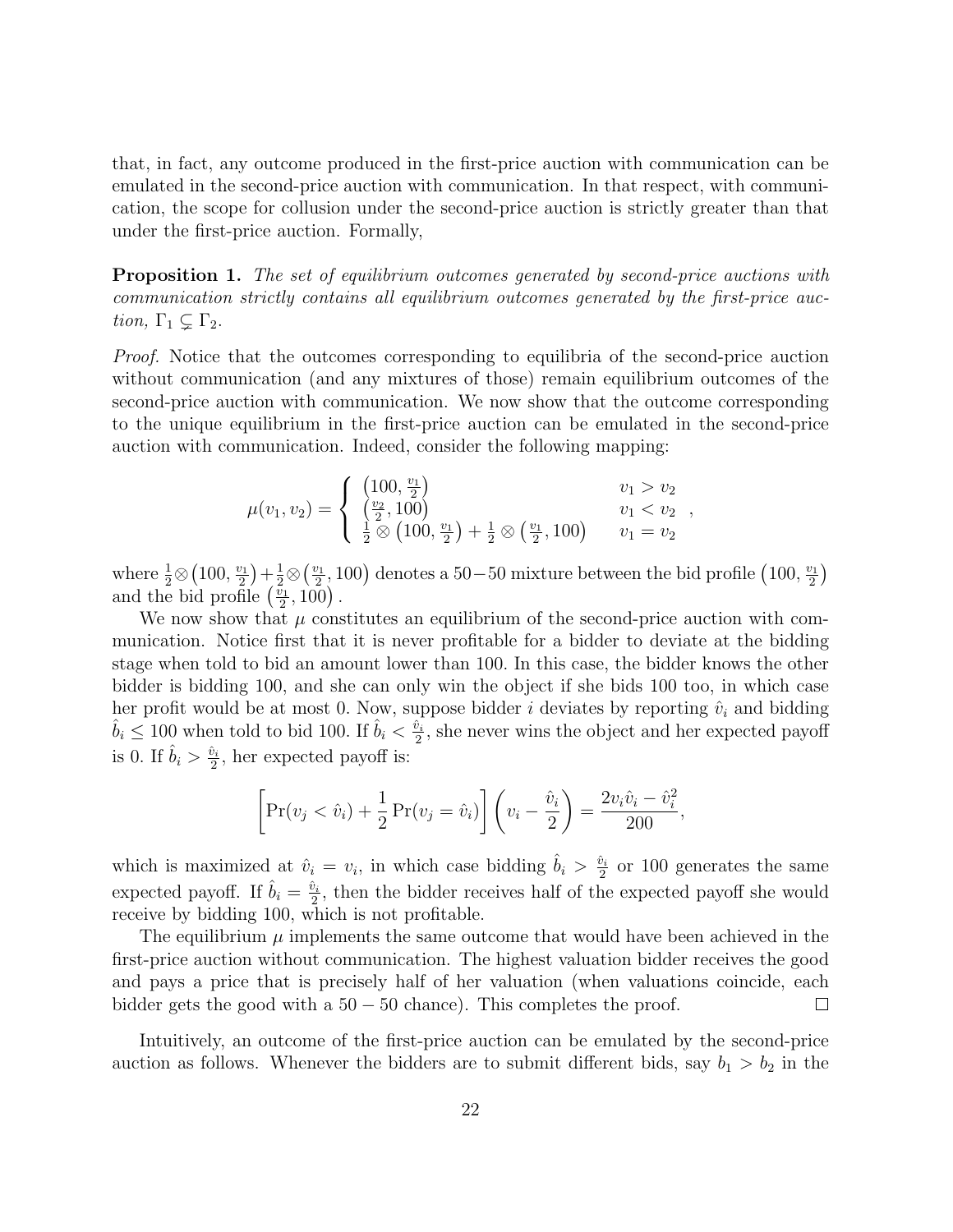that, in fact, any outcome produced in the first-price auction with communication can be emulated in the second-price auction with communication. In that respect, with communication, the scope for collusion under the second-price auction is strictly greater than that under the first-price auction. Formally,

**Proposition 1.** *The set of equilibrium outcomes generated by second-price auctions with communication strictly contains all equilibrium outcomes generated by the first-price auction,* $\Gamma_1 \subsetneq \Gamma_2$.

*Proof.* Notice that the outcomes corresponding to equilibria of the second-price auction without communication (and any mixtures of those) remain equilibrium outcomes of the second-price auction with communication. We now show that the outcome corresponding to the unique equilibrium in the first-price auction can be emulated in the second-price auction with communication. Indeed, consider the following mapping:

$$\mu(v_1, v_2) = \begin{cases} \left(100, \frac{v_1}{2}\right) & v_1 > v_2 \\ \left(\frac{v_2}{2}, 100\right) & v_1 < v_2 \\ \frac{1}{2} \otimes \left(100, \frac{v_1}{2}\right) + \frac{1}{2} \otimes \left(\frac{v_1}{2}, 100\right) & v_1 = v_2 \end{cases},$$

where $\frac{1}{2} \otimes \left(100, \frac{v_1}{2}\right) + \frac{1}{2} \otimes \left(\frac{v_1}{2}, 100\right)$ denotes a $50-50$ mixture between the bid profile $\left(100, \frac{v_1}{2}\right)$ and the bid profile $\left(\frac{v_1}{2}, 100\right)$.

We now show that $\mu$ constitutes an equilibrium of the second-price auction with communication. Notice first that it is never profitable for a bidder to deviate at the bidding stage when told to bid an amount lower than 100. In this case, the bidder knows the other bidder is bidding 100, and she can only win the object if she bids 100 too, in which case her profit would be at most 0. Now, suppose bidder $i$ deviates by reporting $\hat{v}_i$ and bidding $\hat{b}_i \leq 100$ when told to bid 100. If $\hat{b}_i < \frac{\hat{v}_i}{2}$, she never wins the object and her expected payoff is 0. If $\hat{b}_i > \frac{\hat{v}_i}{2}$, her expected payoff is:

$$\left[\Pr(v_j < \hat{v}_i) + \frac{1}{2}\Pr(v_j = \hat{v}_i)\right]\left(v_i - \frac{\hat{v}_i}{2}\right) = \frac{2v_i\hat{v}_i - \hat{v}_i^2}{200},$$

which is maximized at $\hat{v}_i = v_i$, in which case bidding $\hat{b}_i > \frac{\hat{v}_i}{2}$ or 100 generates the same expected payoff. If $\hat{b}_i = \frac{\hat{v}_i}{2}$, then the bidder receives half of the expected payoff she would receive by bidding 100, which is not profitable.

The equilibrium $\mu$ implements the same outcome that would have been achieved in the first-price auction without communication. The highest valuation bidder receives the good and pays a price that is precisely half of her valuation (when valuations coincide, each bidder gets the good with a $50-50$ chance). This completes the proof. ☐

Intuitively, an outcome of the first-price auction can be emulated by the second-price auction as follows. Whenever the bidders are to submit different bids, say $b_1 > b_2$ in the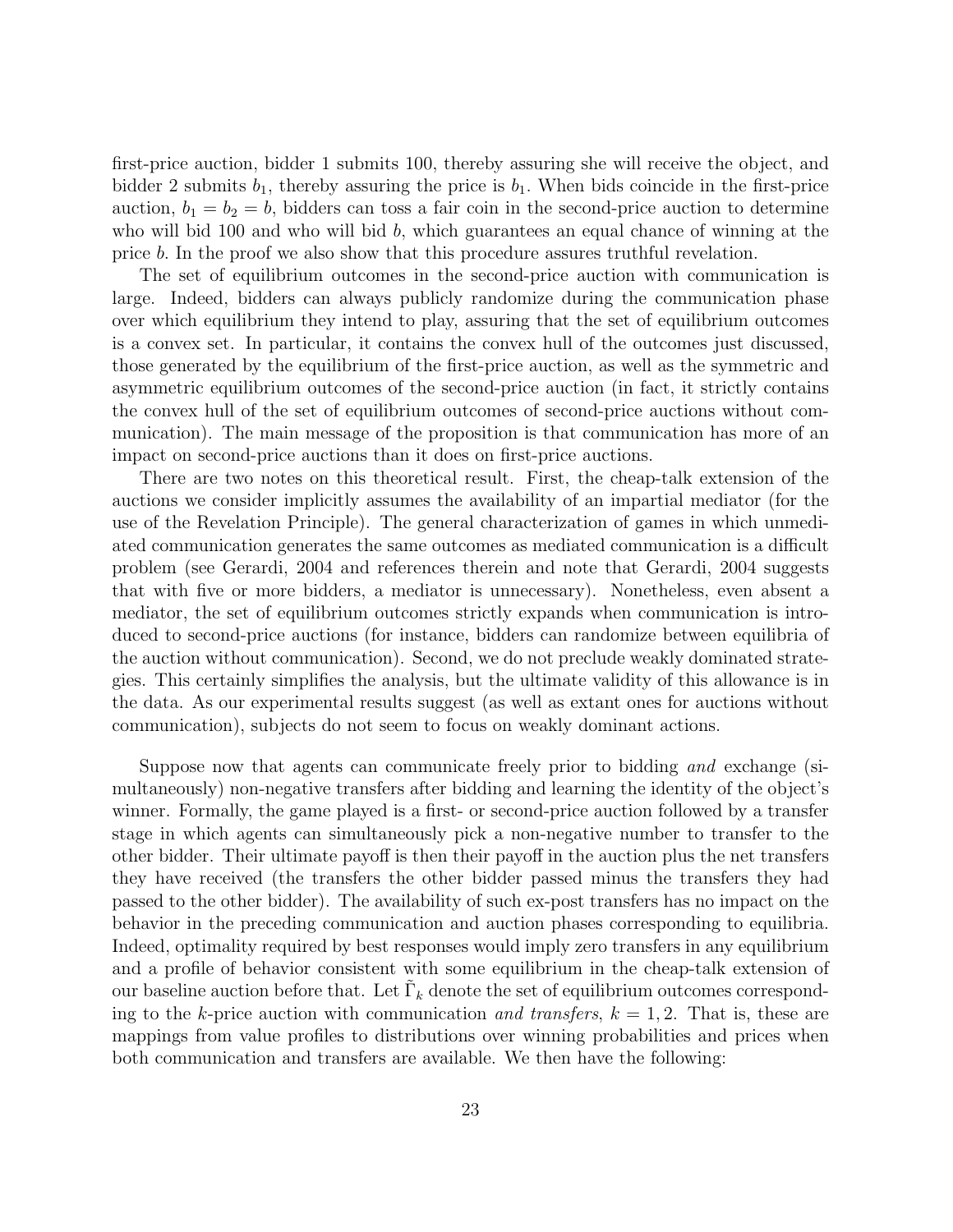first-price auction, bidder 1 submits 100, thereby assuring she will receive the object, and bidder 2 submits $b_1$, thereby assuring the price is $b_1$. When bids coincide in the first-price auction, $b_1 = b_2 = b$, bidders can toss a fair coin in the second-price auction to determine who will bid 100 and who will bid $b$, which guarantees an equal chance of winning at the price $b$. In the proof we also show that this procedure assures truthful revelation.

The set of equilibrium outcomes in the second-price auction with communication is large. Indeed, bidders can always publicly randomize during the communication phase over which equilibrium they intend to play, assuring that the set of equilibrium outcomes is a convex set. In particular, it contains the convex hull of the outcomes just discussed, those generated by the equilibrium of the first-price auction, as well as the symmetric and asymmetric equilibrium outcomes of the second-price auction (in fact, it strictly contains the convex hull of the set of equilibrium outcomes of second-price auctions without communication). The main message of the proposition is that communication has more of an impact on second-price auctions than it does on first-price auctions.

There are two notes on this theoretical result. First, the cheap-talk extension of the auctions we consider implicitly assumes the availability of an impartial mediator (for the use of the Revelation Principle). The general characterization of games in which unmediated communication generates the same outcomes as mediated communication is a difficult problem (see Gerardi, 2004 and references therein and note that Gerardi, 2004 suggests that with five or more bidders, a mediator is unnecessary). Nonetheless, even absent a mediator, the set of equilibrium outcomes strictly expands when communication is introduced to second-price auctions (for instance, bidders can randomize between equilibria of the auction without communication). Second, we do not preclude weakly dominated strategies. This certainly simplifies the analysis, but the ultimate validity of this allowance is in the data. As our experimental results suggest (as well as extant ones for auctions without communication), subjects do not seem to focus on weakly dominant actions.

Suppose now that agents can communicate freely prior to bidding *and* exchange (simultaneously) non-negative transfers after bidding and learning the identity of the object's winner. Formally, the game played is a first- or second-price auction followed by a transfer stage in which agents can simultaneously pick a non-negative number to transfer to the other bidder. Their ultimate payoff is then their payoff in the auction plus the net transfers they have received (the transfers the other bidder passed minus the transfers they had passed to the other bidder). The availability of such ex-post transfers has no impact on the behavior in the preceding communication and auction phases corresponding to equilibria. Indeed, optimality required by best responses would imply zero transfers in any equilibrium and a profile of behavior consistent with some equilibrium in the cheap-talk extension of our baseline auction before that. Let $\tilde{\Gamma}_k$ denote the set of equilibrium outcomes corresponding to the $k$-price auction with communication *and transfers*, $k = 1, 2$. That is, these are mappings from value profiles to distributions over winning probabilities and prices when both communication and transfers are available. We then have the following: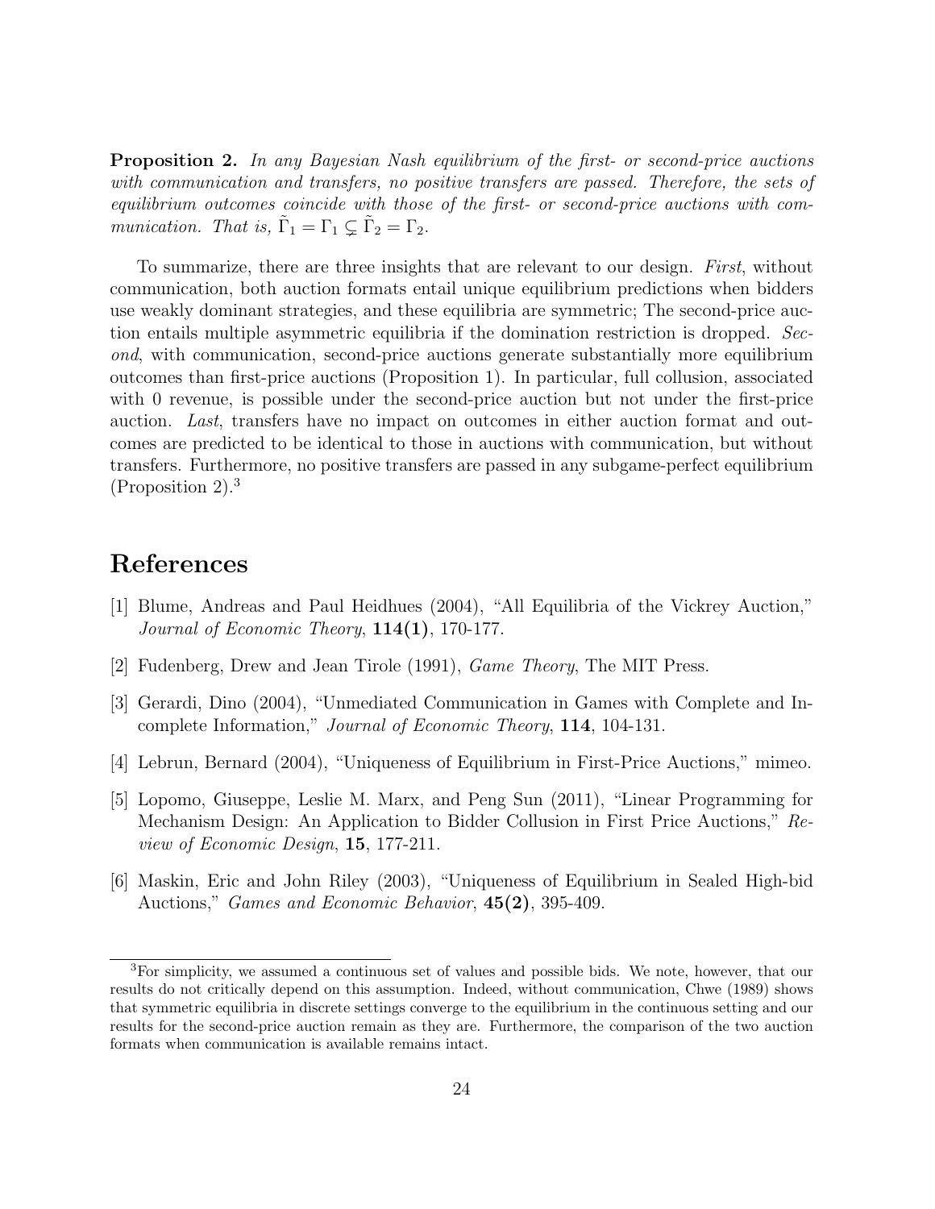**Proposition 2.** *In any Bayesian Nash equilibrium of the first- or second-price auctions with communication and transfers, no positive transfers are passed. Therefore, the sets of equilibrium outcomes coincide with those of the first- or second-price auctions with communication. That is,* $\tilde{\Gamma}_1 = \Gamma_1 \subsetneq \tilde{\Gamma}_2 = \Gamma_2$.

To summarize, there are three insights that are relevant to our design. *First*, without communication, both auction formats entail unique equilibrium predictions when bidders use weakly dominant strategies, and these equilibria are symmetric; The second-price auction entails multiple asymmetric equilibria if the domination restriction is dropped. *Second*, with communication, second-price auctions generate substantially more equilibrium outcomes than first-price auctions (Proposition 1). In particular, full collusion, associated with 0 revenue, is possible under the second-price auction but not under the first-price auction. *Last*, transfers have no impact on outcomes in either auction format and outcomes are predicted to be identical to those in auctions with communication, but without transfers. Furthermore, no positive transfers are passed in any subgame-perfect equilibrium (Proposition 2).[3]

# References

[1] Blume, Andreas and Paul Heidhues (2004), "All Equilibria of the Vickrey Auction," *Journal of Economic Theory*, **114(1)**, 170-177.

[2] Fudenberg, Drew and Jean Tirole (1991), *Game Theory*, The MIT Press.

[3] Gerardi, Dino (2004), "Unmediated Communication in Games with Complete and Incomplete Information," *Journal of Economic Theory*, **114**, 104-131.

[4] Lebrun, Bernard (2004), "Uniqueness of Equilibrium in First-Price Auctions," mimeo.

[5] Lopomo, Giuseppe, Leslie M. Marx, and Peng Sun (2011), "Linear Programming for Mechanism Design: An Application to Bidder Collusion in First Price Auctions," *Review of Economic Design*, **15**, 177-211.

[6] Maskin, Eric and John Riley (2003), "Uniqueness of Equilibrium in Sealed High-bid Auctions," *Games and Economic Behavior*, **45(2)**, 395-409.

[3] For simplicity, we assumed a continuous set of values and possible bids. We note, however, that our results do not critically depend on this assumption. Indeed, without communication, Chwe (1989) shows that symmetric equilibria in discrete settings converge to the equilibrium in the continuous setting and our results for the second-price auction remain as they are. Furthermore, the comparison of the two auction formats when communication is available remains intact.